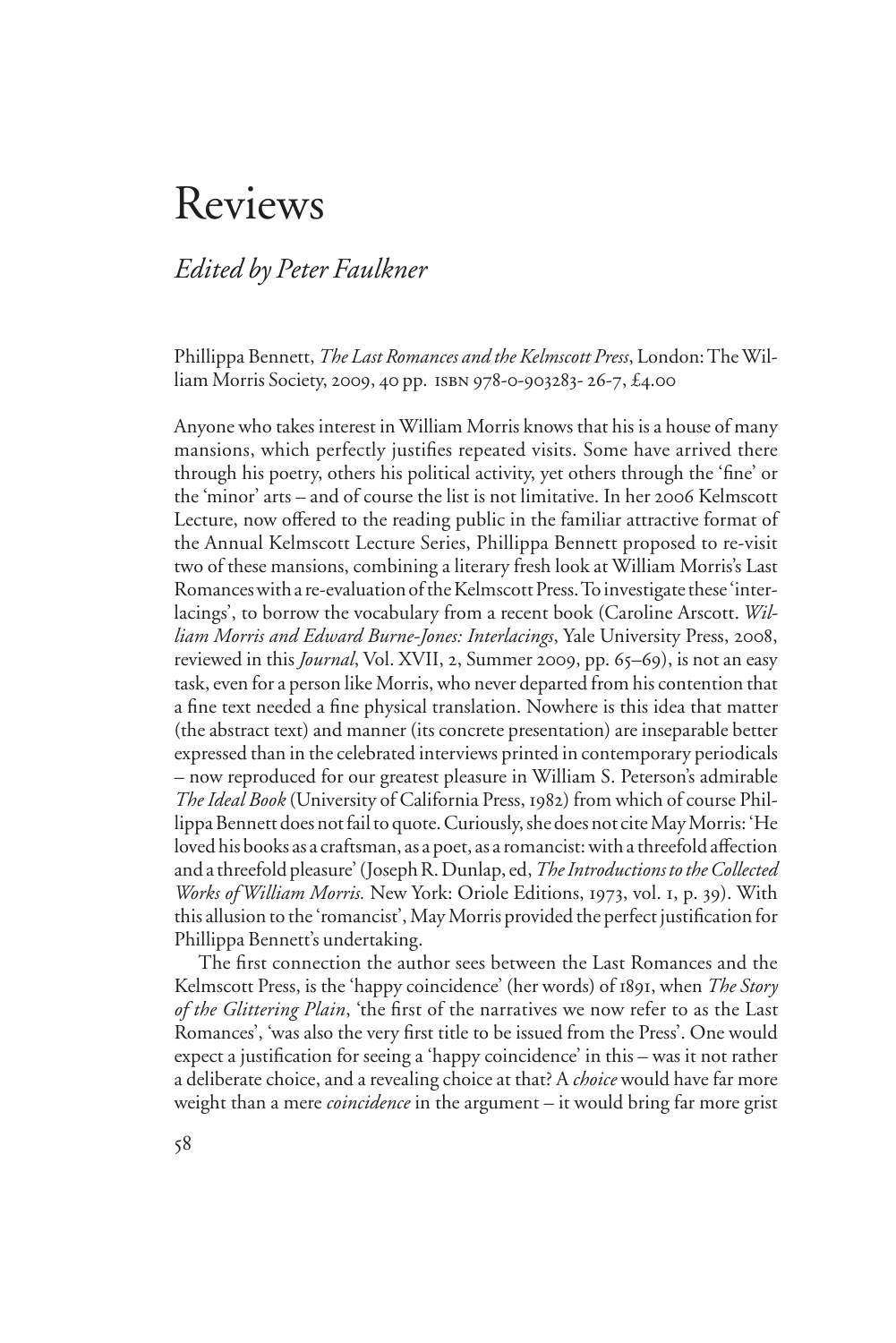# Reviews

## *Edited by Peter Faulkner*

Phillippa Bennett, *The Last Romances and the Kelmscott Press*, London: The William Morris Society, 2009, 40 pp. ISBN 978-0-903283- 26-7, £4.00

Anyone who takes interest in William Morris knows that his is a house of many mansions, which perfectly justifies repeated visits. Some have arrived there through his poetry, others his political activity, yet others through the 'fine' or the 'minor' arts – and of course the list is not limitative. In her 2006 Kelmscott Lecture, now offered to the reading public in the familiar attractive format of the Annual Kelmscott Lecture Series, Phillippa Bennett proposed to re-visit two of these mansions, combining a literary fresh look at William Morris's Last Romances with a re-evaluation of the Kelmscott Press. To investigate these 'interlacings', to borrow the vocabulary from a recent book (Caroline Arscott. *William Morris and Edward Burne-Jones: Interlacings*, Yale University Press, 2008, reviewed in this *Journal*, Vol. XVII, 2, Summer 2009, pp. 65–69), is not an easy task, even for a person like Morris, who never departed from his contention that a fine text needed a fine physical translation. Nowhere is this idea that matter (the abstract text) and manner (its concrete presentation) are inseparable better expressed than in the celebrated interviews printed in contemporary periodicals – now reproduced for our greatest pleasure in William S. Peterson's admirable *The Ideal Book* (University of California Press, 1982) from which of course Phillippa Bennett does not fail to quote. Curiously, she does not cite May Morris: 'He loved his books as a craftsman, as a poet, as a romancist: with a threefold affection and a threefold pleasure' (Joseph R. Dunlap, ed, *The Introductions to the Collected Works of William Morris.* New York: Oriole Editions, 1973, vol. 1, p. 39). With this allusion to the 'romancist', May Morris provided the perfect justification for Phillippa Bennett's undertaking.

The first connection the author sees between the Last Romances and the Kelmscott Press, is the 'happy coincidence' (her words) of 1891, when *The Story of the Glittering Plain*, 'the first of the narratives we now refer to as the Last Romances', 'was also the very first title to be issued from the Press'. One would expect a justification for seeing a 'happy coincidence' in this – was it not rather a deliberate choice, and a revealing choice at that? A *choice* would have far more weight than a mere *coincidence* in the argument – it would bring far more grist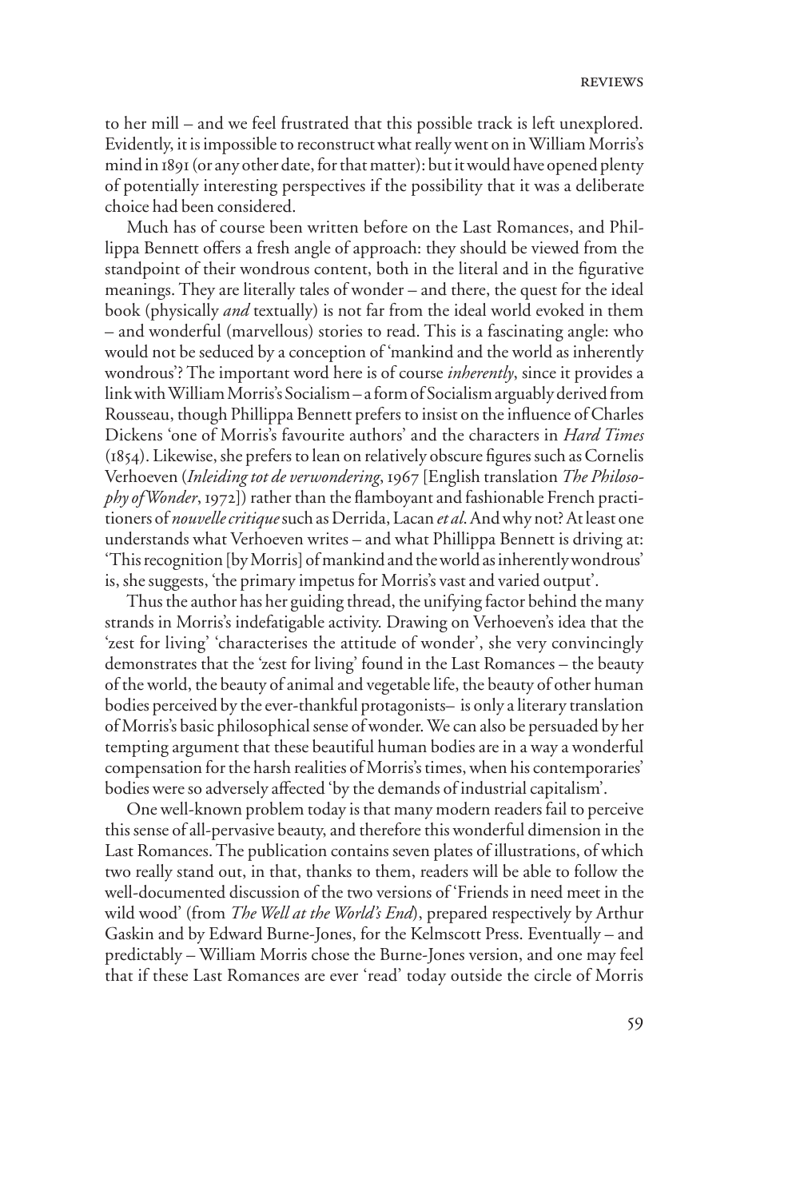to her mill – and we feel frustrated that this possible track is left unexplored. Evidently, it is impossible to reconstruct what really went on in William Morris's mind in 1891 (or any other date, for that matter): but it would have opened plenty of potentially interesting perspectives if the possibility that it was a deliberate choice had been considered.

Much has of course been written before on the Last Romances, and Phillippa Bennett offers a fresh angle of approach: they should be viewed from the standpoint of their wondrous content, both in the literal and in the figurative meanings. They are literally tales of wonder – and there, the quest for the ideal book (physically *and* textually) is not far from the ideal world evoked in them – and wonderful (marvellous) stories to read. This is a fascinating angle: who would not be seduced by a conception of 'mankind and the world as inherently wondrous'? The important word here is of course *inherently*, since it provides a link with William Morris's Socialism – a form of Socialism arguably derived from Rousseau, though Phillippa Bennett prefers to insist on the influence of Charles Dickens 'one of Morris's favourite authors' and the characters in *Hard Times* (1854). Likewise, she prefers to lean on relatively obscure figures such as Cornelis Verhoeven (*Inleiding tot de verwondering*, 1967 [English translation *The Philosophy of Wonder*, 1972]) rather than the flamboyant and fashionable French practitioners of *nouvelle critique* such as Derrida, Lacan *et al*. And why not? At least one understands what Verhoeven writes – and what Phillippa Bennett is driving at: 'This recognition [by Morris] of mankind and the world as inherently wondrous' is, she suggests, 'the primary impetus for Morris's vast and varied output'.

Thus the author has her guiding thread, the unifying factor behind the many strands in Morris's indefatigable activity. Drawing on Verhoeven's idea that the 'zest for living' 'characterises the attitude of wonder', she very convincingly demonstrates that the 'zest for living' found in the Last Romances – the beauty of the world, the beauty of animal and vegetable life, the beauty of other human bodies perceived by the ever-thankful protagonists– is only a literary translation of Morris's basic philosophical sense of wonder. We can also be persuaded by her tempting argument that these beautiful human bodies are in a way a wonderful compensation for the harsh realities of Morris's times, when his contemporaries' bodies were so adversely affected 'by the demands of industrial capitalism'.

One well-known problem today is that many modern readers fail to perceive this sense of all-pervasive beauty, and therefore this wonderful dimension in the Last Romances. The publication contains seven plates of illustrations, of which two really stand out, in that, thanks to them, readers will be able to follow the well-documented discussion of the two versions of 'Friends in need meet in the wild wood' (from *The Well at the World's End*), prepared respectively by Arthur Gaskin and by Edward Burne-Jones, for the Kelmscott Press. Eventually – and predictably – William Morris chose the Burne-Jones version, and one may feel that if these Last Romances are ever 'read' today outside the circle of Morris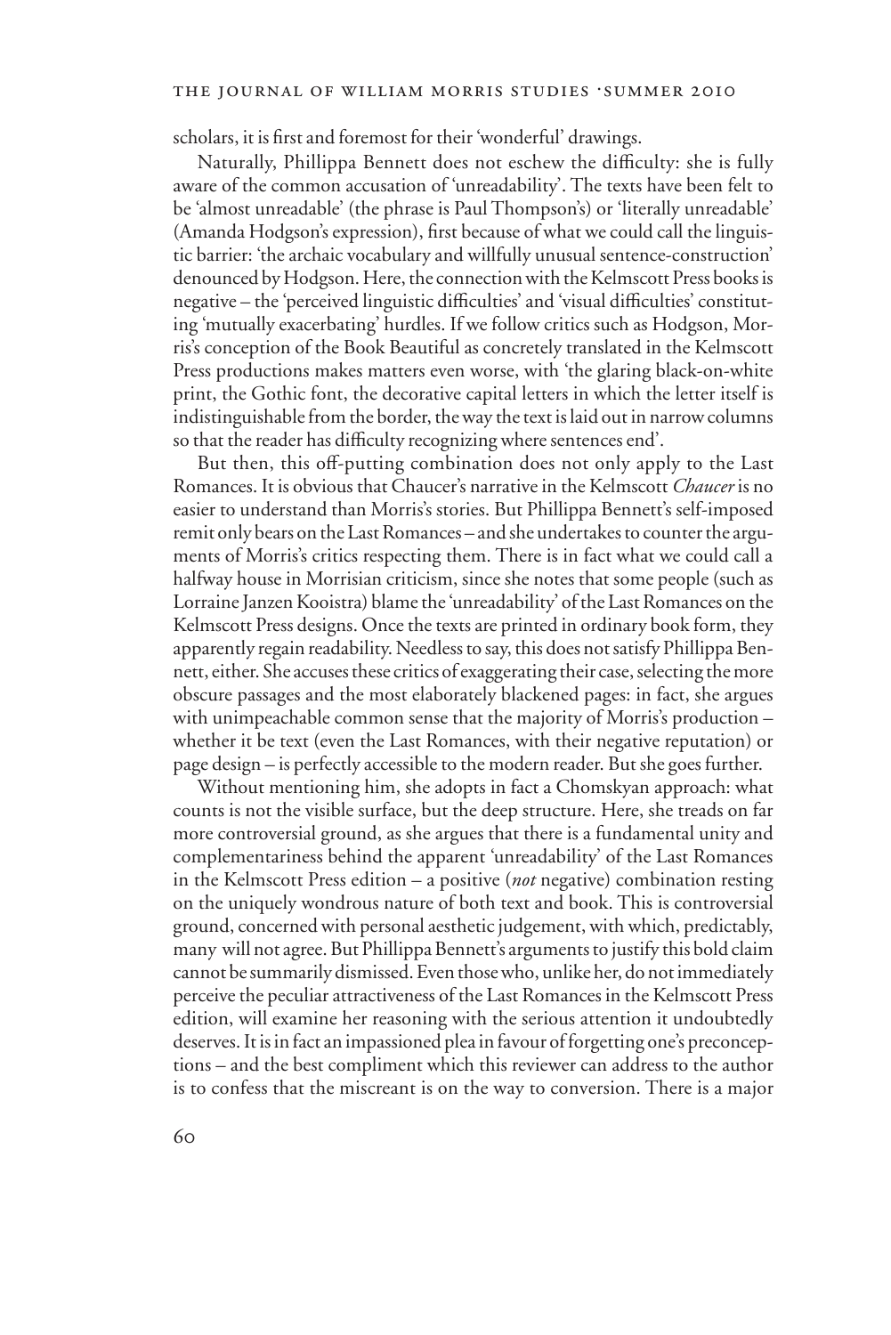scholars, it is first and foremost for their 'wonderful' drawings.

Naturally, Phillippa Bennett does not eschew the difficulty: she is fully aware of the common accusation of 'unreadability'. The texts have been felt to be 'almost unreadable' (the phrase is Paul Thompson's) or 'literally unreadable' (Amanda Hodgson's expression), first because of what we could call the linguistic barrier: 'the archaic vocabulary and willfully unusual sentence-construction' denounced by Hodgson. Here, the connection with the Kelmscott Press books is negative – the 'perceived linguistic difficulties' and 'visual difficulties' constituting 'mutually exacerbating' hurdles. If we follow critics such as Hodgson, Morris's conception of the Book Beautiful as concretely translated in the Kelmscott Press productions makes matters even worse, with 'the glaring black-on-white print, the Gothic font, the decorative capital letters in which the letter itself is indistinguishable from the border, the way the text is laid out in narrow columns so that the reader has difficulty recognizing where sentences end'.

But then, this off-putting combination does not only apply to the Last Romances. It is obvious that Chaucer's narrative in the Kelmscott *Chaucer* is no easier to understand than Morris's stories. But Phillippa Bennett's self-imposed remit only bears on the Last Romances – and she undertakes to counter the arguments of Morris's critics respecting them. There is in fact what we could call a halfway house in Morrisian criticism, since she notes that some people (such as Lorraine Janzen Kooistra) blame the 'unreadability' of the Last Romances on the Kelmscott Press designs. Once the texts are printed in ordinary book form, they apparently regain readability. Needless to say, this does not satisfy Phillippa Bennett, either. She accuses these critics of exaggerating their case, selecting the more obscure passages and the most elaborately blackened pages: in fact, she argues with unimpeachable common sense that the majority of Morris's production – whether it be text (even the Last Romances, with their negative reputation) or page design – is perfectly accessible to the modern reader. But she goes further.

Without mentioning him, she adopts in fact a Chomskyan approach: what counts is not the visible surface, but the deep structure. Here, she treads on far more controversial ground, as she argues that there is a fundamental unity and complementariness behind the apparent 'unreadability' of the Last Romances in the Kelmscott Press edition – a positive (*not* negative) combination resting on the uniquely wondrous nature of both text and book. This is controversial ground, concerned with personal aesthetic judgement, with which, predictably, many will not agree. But Phillippa Bennett's arguments to justify this bold claim cannot be summarily dismissed. Even those who, unlike her, do not immediately perceive the peculiar attractiveness of the Last Romances in the Kelmscott Press edition, will examine her reasoning with the serious attention it undoubtedly deserves. It is in fact an impassioned plea in favour of forgetting one's preconceptions – and the best compliment which this reviewer can address to the author is to confess that the miscreant is on the way to conversion. There is a major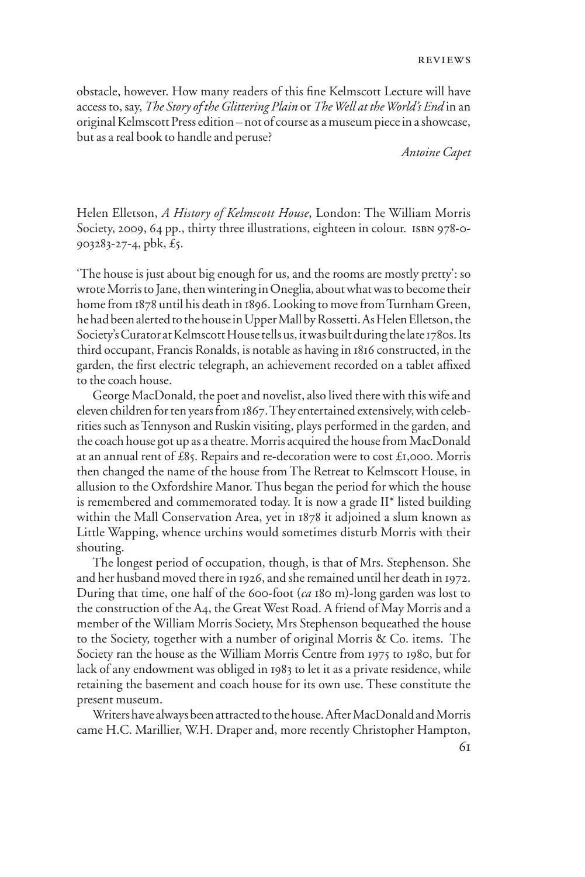obstacle, however. How many readers of this fine Kelmscott Lecture will have access to, say, *The Story of the Glittering Plain* or *The Well at the World's End* in an original Kelmscott Press edition – not of course as a museum piece in a showcase, but as a real book to handle and peruse?

*Antoine Capet*

Helen Elletson, *A History of Kelmscott House*, London: The William Morris Society, 2009, 64 pp., thirty three illustrations, eighteen in colour. ISBN 978-0-903283-27-4, pbk, £5.

'The house is just about big enough for us, and the rooms are mostly pretty': so wrote Morris to Jane, then wintering in Oneglia, about what was to become their home from 1878 until his death in 1896. Looking to move from Turnham Green, he had been alerted to the house in Upper Mall by Rossetti. As Helen Elletson, the Society's Curator at Kelmscott House tells us, it was built during the late 1780s. Its third occupant, Francis Ronalds, is notable as having in 1816 constructed, in the garden, the first electric telegraph, an achievement recorded on a tablet affixed to the coach house.

George MacDonald, the poet and novelist, also lived there with this wife and eleven children for ten years from 1867. They entertained extensively, with celebrities such as Tennyson and Ruskin visiting, plays performed in the garden, and the coach house got up as a theatre. Morris acquired the house from MacDonald at an annual rent of £85. Repairs and re-decoration were to cost £1,000. Morris then changed the name of the house from The Retreat to Kelmscott House, in allusion to the Oxfordshire Manor. Thus began the period for which the house is remembered and commemorated today. It is now a grade II* listed building within the Mall Conservation Area, yet in 1878 it adjoined a slum known as Little Wapping, whence urchins would sometimes disturb Morris with their shouting.

The longest period of occupation, though, is that of Mrs. Stephenson. She and her husband moved there in 1926, and she remained until her death in 1972. During that time, one half of the 600-foot (*ca* 180 m)-long garden was lost to the construction of the A4, the Great West Road. A friend of May Morris and a member of the William Morris Society, Mrs Stephenson bequeathed the house to the Society, together with a number of original Morris & Co. items. The Society ran the house as the William Morris Centre from 1975 to 1980, but for lack of any endowment was obliged in 1983 to let it as a private residence, while retaining the basement and coach house for its own use. These constitute the present museum.

Writers have always been attracted to the house. After MacDonald and Morris came H.C. Marillier, W.H. Draper and, more recently Christopher Hampton,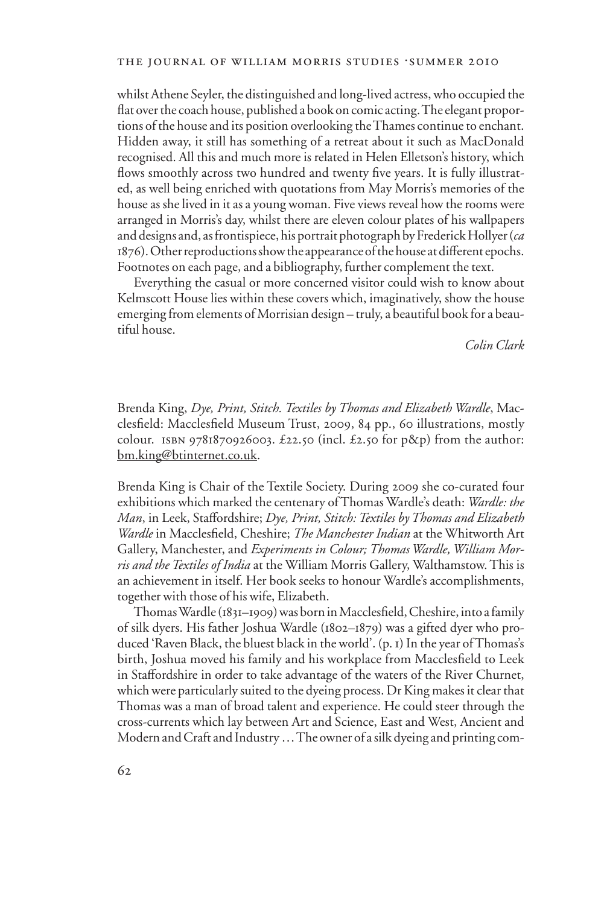whilst Athene Seyler, the distinguished and long-lived actress, who occupied the flat over the coach house, published a book on comic acting. The elegant proportions of the house and its position overlooking the Thames continue to enchant. Hidden away, it still has something of a retreat about it such as MacDonald recognised. All this and much more is related in Helen Elletson's history, which flows smoothly across two hundred and twenty five years. It is fully illustrated, as well being enriched with quotations from May Morris's memories of the house as she lived in it as a young woman. Five views reveal how the rooms were arranged in Morris's day, whilst there are eleven colour plates of his wallpapers and designs and, as frontispiece, his portrait photograph by Frederick Hollyer (*ca* 1876). Other reproductions show the appearance of the house at different epochs. Footnotes on each page, and a bibliography, further complement the text.

Everything the casual or more concerned visitor could wish to know about Kelmscott House lies within these covers which, imaginatively, show the house emerging from elements of Morrisian design – truly, a beautiful book for a beautiful house.

*Colin Clark*

Brenda King, *Dye, Print, Stitch. Textiles by Thomas and Elizabeth Wardle*, Macclesfield: Macclesfield Museum Trust, 2009, 84 pp., 60 illustrations, mostly colour. ISBN 9781870926003. £22.50 (incl. £2.50 for p&p) from the author: bm.king@btinternet.co.uk.

Brenda King is Chair of the Textile Society. During 2009 she co-curated four exhibitions which marked the centenary of Thomas Wardle's death: *Wardle: the Man*, in Leek, Staffordshire; *Dye, Print, Stitch: Textiles by Thomas and Elizabeth Wardle* in Macclesfield, Cheshire; *The Manchester Indian* at the Whitworth Art Gallery, Manchester, and *Experiments in Colour; Thomas Wardle, William Morris and the Textiles of India* at the William Morris Gallery, Walthamstow. This is an achievement in itself. Her book seeks to honour Wardle's accomplishments, together with those of his wife, Elizabeth.

Thomas Wardle (1831–1909) was born in Macclesfield, Cheshire, into a family of silk dyers. His father Joshua Wardle (1802–1879) was a gifted dyer who produced 'Raven Black, the bluest black in the world'. (p. 1) In the year of Thomas's birth, Joshua moved his family and his workplace from Macclesfield to Leek in Staffordshire in order to take advantage of the waters of the River Churnet, which were particularly suited to the dyeing process. Dr King makes it clear that Thomas was a man of broad talent and experience. He could steer through the cross-currents which lay between Art and Science, East and West, Ancient and Modern and Craft and Industry ... The owner of a silk dyeing and printing com-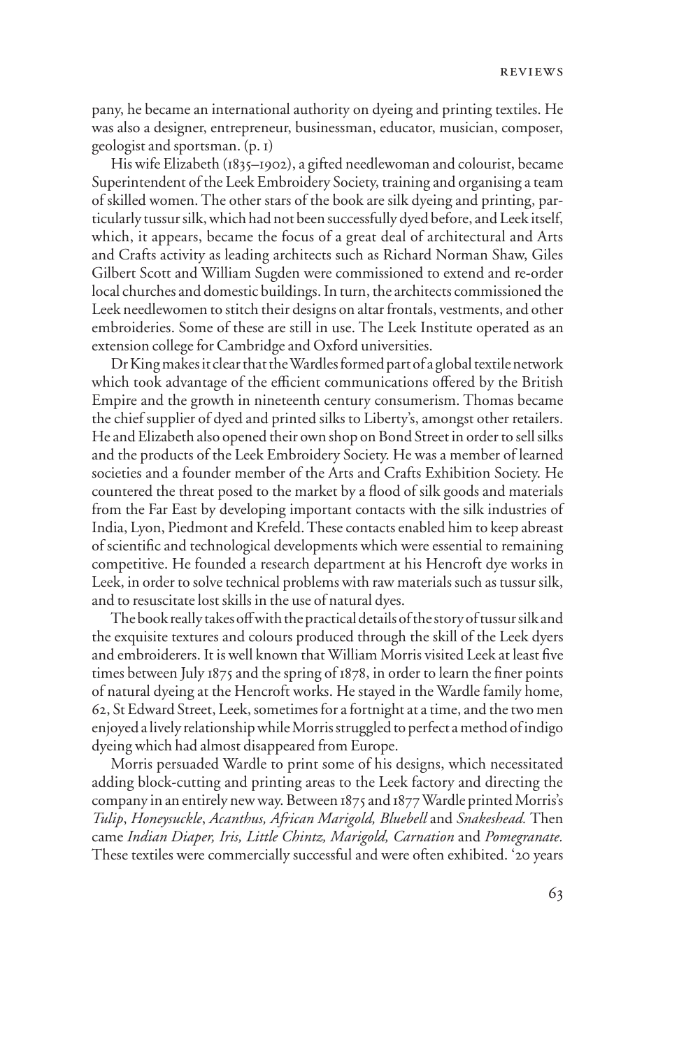pany, he became an international authority on dyeing and printing textiles. He was also a designer, entrepreneur, businessman, educator, musician, composer, geologist and sportsman. (p. 1)

His wife Elizabeth (1835–1902), a gifted needlewoman and colourist, became Superintendent of the Leek Embroidery Society, training and organising a team of skilled women. The other stars of the book are silk dyeing and printing, particularly tussur silk, which had not been successfully dyed before, and Leek itself, which, it appears, became the focus of a great deal of architectural and Arts and Crafts activity as leading architects such as Richard Norman Shaw, Giles Gilbert Scott and William Sugden were commissioned to extend and re-order local churches and domestic buildings. In turn, the architects commissioned the Leek needlewomen to stitch their designs on altar frontals, vestments, and other embroideries. Some of these are still in use. The Leek Institute operated as an extension college for Cambridge and Oxford universities.

Dr King makes it clear that the Wardles formed part of a global textile network which took advantage of the efficient communications offered by the British Empire and the growth in nineteenth century consumerism. Thomas became the chief supplier of dyed and printed silks to Liberty's, amongst other retailers. He and Elizabeth also opened their own shop on Bond Street in order to sell silks and the products of the Leek Embroidery Society. He was a member of learned societies and a founder member of the Arts and Crafts Exhibition Society. He countered the threat posed to the market by a flood of silk goods and materials from the Far East by developing important contacts with the silk industries of India, Lyon, Piedmont and Krefeld. These contacts enabled him to keep abreast of scientific and technological developments which were essential to remaining competitive. He founded a research department at his Hencroft dye works in Leek, in order to solve technical problems with raw materials such as tussur silk, and to resuscitate lost skills in the use of natural dyes.

The book really takes off with the practical details of the story of tussur silk and the exquisite textures and colours produced through the skill of the Leek dyers and embroiderers. It is well known that William Morris visited Leek at least five times between July 1875 and the spring of 1878, in order to learn the finer points of natural dyeing at the Hencroft works. He stayed in the Wardle family home, 62, St Edward Street, Leek, sometimes for a fortnight at a time, and the two men enjoyed a lively relationship while Morris struggled to perfect a method of indigo dyeing which had almost disappeared from Europe.

Morris persuaded Wardle to print some of his designs, which necessitated adding block-cutting and printing areas to the Leek factory and directing the company in an entirely new way. Between 1875 and 1877 Wardle printed Morris's *Tulip*, *Honeysuckle*, *Acanthus, African Marigold, Bluebell* and *Snakeshead.* Then came *Indian Diaper, Iris, Little Chintz, Marigold, Carnation* and *Pomegranate.* These textiles were commercially successful and were often exhibited. '20 years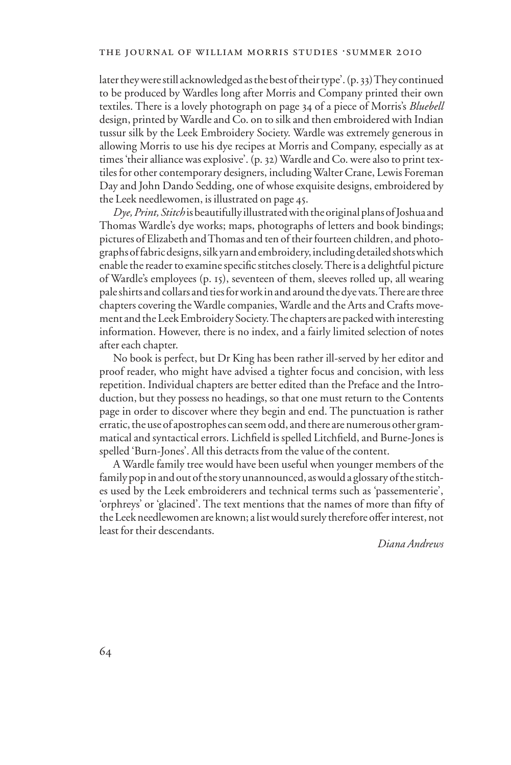later they were still acknowledged as the best of their type'. (p. 33) They continued to be produced by Wardles long after Morris and Company printed their own textiles. There is a lovely photograph on page 34 of a piece of Morris's *Bluebell* design, printed by Wardle and Co. on to silk and then embroidered with Indian tussur silk by the Leek Embroidery Society. Wardle was extremely generous in allowing Morris to use his dye recipes at Morris and Company, especially as at times 'their alliance was explosive'. (p. 32) Wardle and Co. were also to print textiles for other contemporary designers, including Walter Crane, Lewis Foreman Day and John Dando Sedding, one of whose exquisite designs, embroidered by the Leek needlewomen, is illustrated on page 45.

*Dye, Print, Stitch* is beautifully illustrated with the original plans of Joshua and Thomas Wardle's dye works; maps, photographs of letters and book bindings; pictures of Elizabeth and Thomas and ten of their fourteen children, and photographs of fabric designs, silk yarn and embroidery, including detailed shots which enable the reader to examine specific stitches closely. There is a delightful picture of Wardle's employees (p. 15), seventeen of them, sleeves rolled up, all wearing pale shirts and collars and ties for work in and around the dye vats. There are three chapters covering the Wardle companies, Wardle and the Arts and Crafts movement and the Leek Embroidery Society. The chapters are packed with interesting information. However, there is no index, and a fairly limited selection of notes after each chapter.

No book is perfect, but Dr King has been rather ill-served by her editor and proof reader, who might have advised a tighter focus and concision, with less repetition. Individual chapters are better edited than the Preface and the Introduction, but they possess no headings, so that one must return to the Contents page in order to discover where they begin and end. The punctuation is rather erratic, the use of apostrophes can seem odd, and there are numerous other grammatical and syntactical errors. Lichfield is spelled Litchfield, and Burne-Jones is spelled 'Burn-Jones'. All this detracts from the value of the content.

A Wardle family tree would have been useful when younger members of the family pop in and out of the story unannounced, as would a glossary of the stitches used by the Leek embroiderers and technical terms such as 'passementerie', 'orphreys' or 'glacined'. The text mentions that the names of more than fifty of the Leek needlewomen are known; a list would surely therefore offer interest, not least for their descendants.

*Diana Andrews*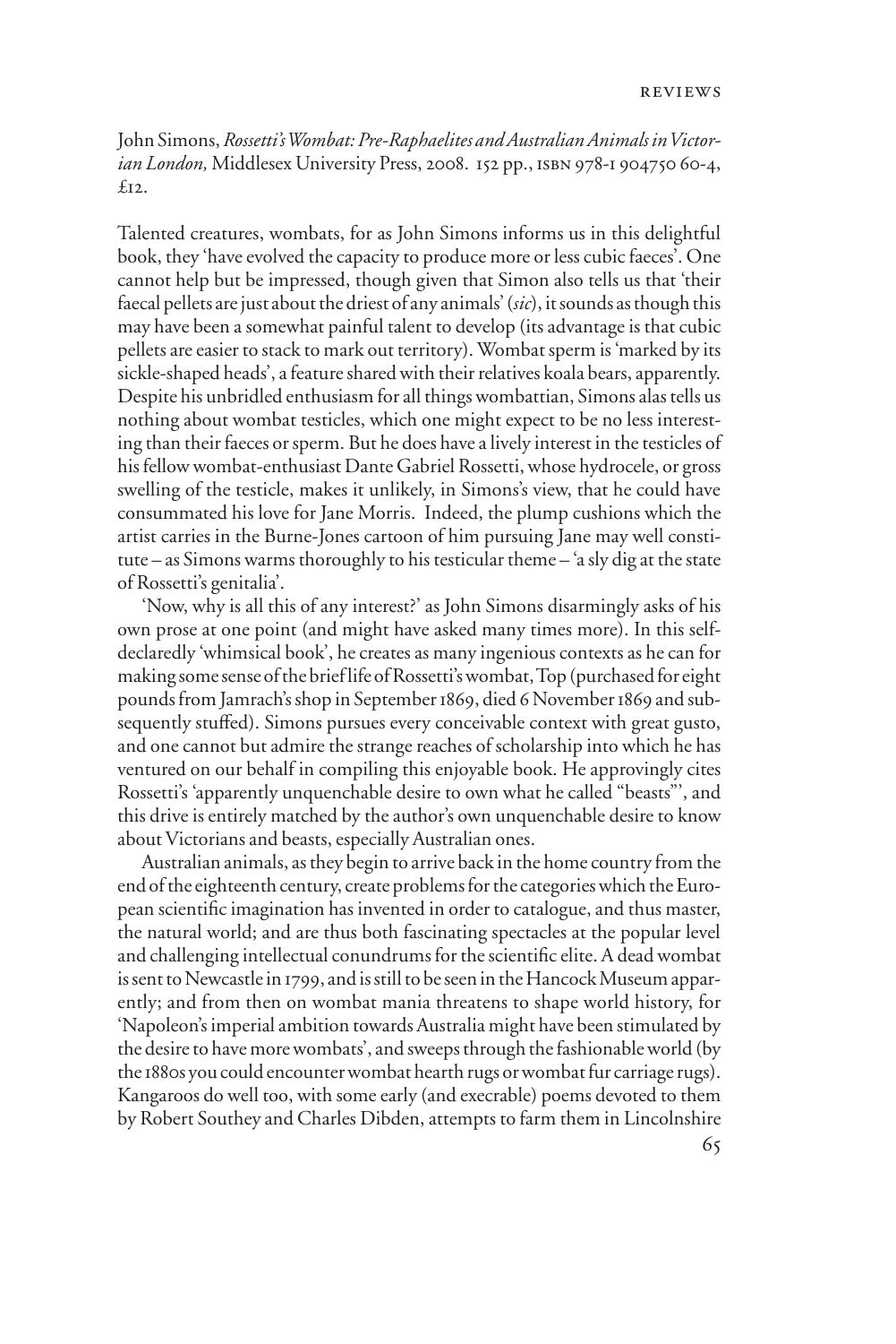John Simons, *Rossetti's Wombat: Pre-Raphaelites and Australian Animals in Victorian London,* Middlesex University Press, 2008. 152 pp., ISBN 978-1 904750 60-4, £12.

Talented creatures, wombats, for as John Simons informs us in this delightful book, they 'have evolved the capacity to produce more or less cubic faeces'. One cannot help but be impressed, though given that Simon also tells us that 'their faecal pellets are just about the driest of any animals' (*sic*), it sounds as though this may have been a somewhat painful talent to develop (its advantage is that cubic pellets are easier to stack to mark out territory). Wombat sperm is 'marked by its sickle-shaped heads', a feature shared with their relatives koala bears, apparently. Despite his unbridled enthusiasm for all things wombattian, Simons alas tells us nothing about wombat testicles, which one might expect to be no less interesting than their faeces or sperm. But he does have a lively interest in the testicles of his fellow wombat-enthusiast Dante Gabriel Rossetti, whose hydrocele, or gross swelling of the testicle, makes it unlikely, in Simons's view, that he could have consummated his love for Jane Morris. Indeed, the plump cushions which the artist carries in the Burne-Jones cartoon of him pursuing Jane may well constitute – as Simons warms thoroughly to his testicular theme – 'a sly dig at the state of Rossetti's genitalia'.

'Now, why is all this of any interest?' as John Simons disarmingly asks of his own prose at one point (and might have asked many times more). In this self-declaredly 'whimsical book', he creates as many ingenious contexts as he can for making some sense of the brief life of Rossetti's wombat, Top (purchased for eight pounds from Jamrach's shop in September 1869, died 6 November 1869 and subsequently stuffed). Simons pursues every conceivable context with great gusto, and one cannot but admire the strange reaches of scholarship into which he has ventured on our behalf in compiling this enjoyable book. He approvingly cites Rossetti's 'apparently unquenchable desire to own what he called "beasts"', and this drive is entirely matched by the author's own unquenchable desire to know about Victorians and beasts, especially Australian ones.

Australian animals, as they begin to arrive back in the home country from the end of the eighteenth century, create problems for the categories which the European scientific imagination has invented in order to catalogue, and thus master, the natural world; and are thus both fascinating spectacles at the popular level and challenging intellectual conundrums for the scientific elite. A dead wombat is sent to Newcastle in 1799, and is still to be seen in the Hancock Museum apparently; and from then on wombat mania threatens to shape world history, for 'Napoleon's imperial ambition towards Australia might have been stimulated by the desire to have more wombats', and sweeps through the fashionable world (by the 1880s you could encounter wombat hearth rugs or wombat fur carriage rugs). Kangaroos do well too, with some early (and execrable) poems devoted to them by Robert Southey and Charles Dibden, attempts to farm them in Lincolnshire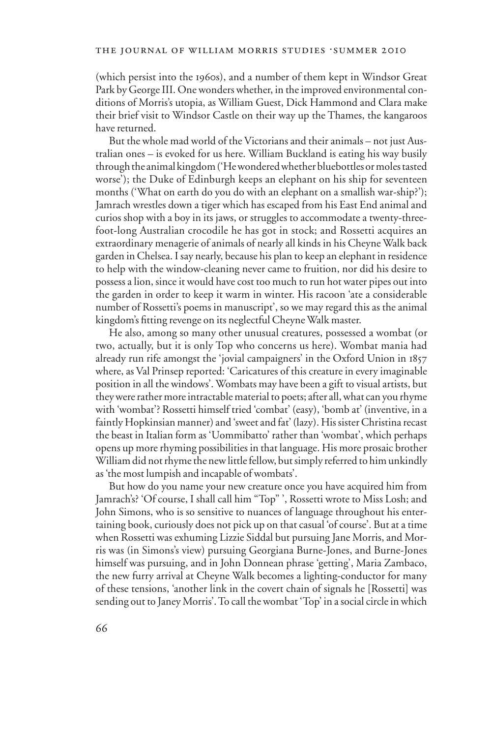(which persist into the 1960s), and a number of them kept in Windsor Great Park by George III. One wonders whether, in the improved environmental conditions of Morris's utopia, as William Guest, Dick Hammond and Clara make their brief visit to Windsor Castle on their way up the Thames, the kangaroos have returned.

But the whole mad world of the Victorians and their animals – not just Australian ones – is evoked for us here. William Buckland is eating his way busily through the animal kingdom ('He wondered whether bluebottles or moles tasted worse'); the Duke of Edinburgh keeps an elephant on his ship for seventeen months ('What on earth do you do with an elephant on a smallish war-ship?'); Jamrach wrestles down a tiger which has escaped from his East End animal and curios shop with a boy in its jaws, or struggles to accommodate a twenty-three-foot-long Australian crocodile he has got in stock; and Rossetti acquires an extraordinary menagerie of animals of nearly all kinds in his Cheyne Walk back garden in Chelsea. I say nearly, because his plan to keep an elephant in residence to help with the window-cleaning never came to fruition, nor did his desire to possess a lion, since it would have cost too much to run hot water pipes out into the garden in order to keep it warm in winter. His racoon 'ate a considerable number of Rossetti's poems in manuscript', so we may regard this as the animal kingdom's fitting revenge on its neglectful Cheyne Walk master.

He also, among so many other unusual creatures, possessed a wombat (or two, actually, but it is only Top who concerns us here). Wombat mania had already run rife amongst the 'jovial campaigners' in the Oxford Union in 1857 where, as Val Prinsep reported: 'Caricatures of this creature in every imaginable position in all the windows'. Wombats may have been a gift to visual artists, but they were rather more intractable material to poets; after all, what can you rhyme with 'wombat'? Rossetti himself tried 'combat' (easy), 'bomb at' (inventive, in a faintly Hopkinsian manner) and 'sweet and fat' (lazy). His sister Christina recast the beast in Italian form as 'Uommibatto' rather than 'wombat', which perhaps opens up more rhyming possibilities in that language. His more prosaic brother William did not rhyme the new little fellow, but simply referred to him unkindly as 'the most lumpish and incapable of wombats'.

But how do you name your new creature once you have acquired him from Jamrach's? 'Of course, I shall call him "Top" ', Rossetti wrote to Miss Losh; and John Simons, who is so sensitive to nuances of language throughout his entertaining book, curiously does not pick up on that casual 'of course'. But at a time when Rossetti was exhuming Lizzie Siddal but pursuing Jane Morris, and Morris was (in Simons's view) pursuing Georgiana Burne-Jones, and Burne-Jones himself was pursuing, and in John Donnean phrase 'getting', Maria Zambaco, the new furry arrival at Cheyne Walk becomes a lighting-conductor for many of these tensions, 'another link in the covert chain of signals he [Rossetti] was sending out to Janey Morris'. To call the wombat 'Top' in a social circle in which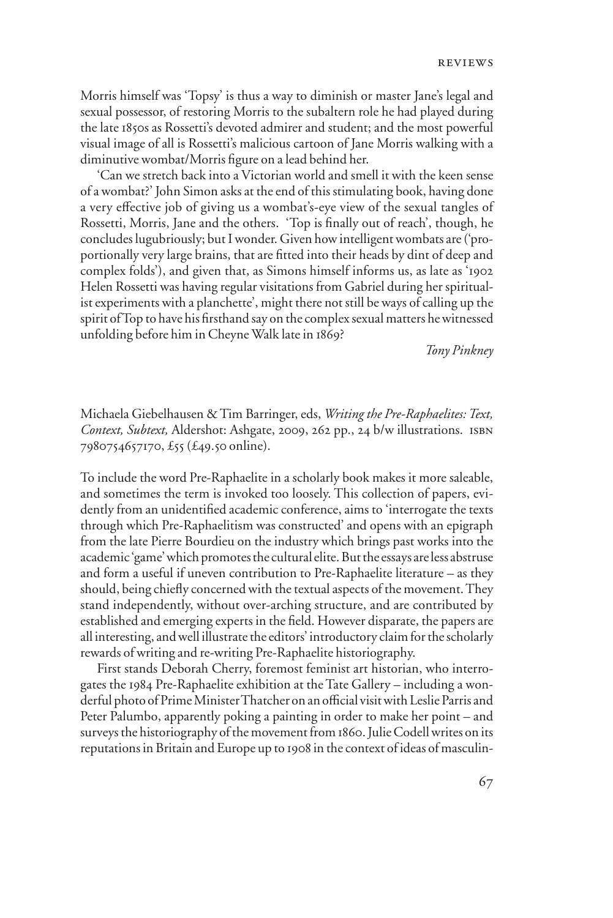Morris himself was 'Topsy' is thus a way to diminish or master Jane's legal and sexual possessor, of restoring Morris to the subaltern role he had played during the late 1850s as Rossetti's devoted admirer and student; and the most powerful visual image of all is Rossetti's malicious cartoon of Jane Morris walking with a diminutive wombat/Morris figure on a lead behind her.

'Can we stretch back into a Victorian world and smell it with the keen sense of a wombat?' John Simon asks at the end of this stimulating book, having done a very effective job of giving us a wombat's-eye view of the sexual tangles of Rossetti, Morris, Jane and the others. 'Top is finally out of reach', though, he concludes lugubriously; but I wonder. Given how intelligent wombats are ('proportionally very large brains, that are fitted into their heads by dint of deep and complex folds'), and given that, as Simons himself informs us, as late as '1902 Helen Rossetti was having regular visitations from Gabriel during her spiritualist experiments with a planchette', might there not still be ways of calling up the spirit of Top to have his firsthand say on the complex sexual matters he witnessed unfolding before him in Cheyne Walk late in 1869?

*Tony Pinkney*

Michaela Giebelhausen & Tim Barringer, eds, *Writing the Pre-Raphaelites: Text, Context, Subtext,* Aldershot: Ashgate, 2009, 262 pp., 24 b/w illustrations. ISBN 7980754657170, £55 (£49.50 online).

To include the word Pre-Raphaelite in a scholarly book makes it more saleable, and sometimes the term is invoked too loosely. This collection of papers, evidently from an unidentified academic conference, aims to 'interrogate the texts through which Pre-Raphaelitism was constructed' and opens with an epigraph from the late Pierre Bourdieu on the industry which brings past works into the academic 'game' which promotes the cultural elite. But the essays are less abstruse and form a useful if uneven contribution to Pre-Raphaelite literature – as they should, being chiefly concerned with the textual aspects of the movement. They stand independently, without over-arching structure, and are contributed by established and emerging experts in the field. However disparate, the papers are all interesting, and well illustrate the editors' introductory claim for the scholarly rewards of writing and re-writing Pre-Raphaelite historiography.

First stands Deborah Cherry, foremost feminist art historian, who interrogates the 1984 Pre-Raphaelite exhibition at the Tate Gallery – including a wonderful photo of Prime Minister Thatcher on an official visit with Leslie Parris and Peter Palumbo, apparently poking a painting in order to make her point – and surveys the historiography of the movement from 1860. Julie Codell writes on its reputations in Britain and Europe up to 1908 in the context of ideas of masculin-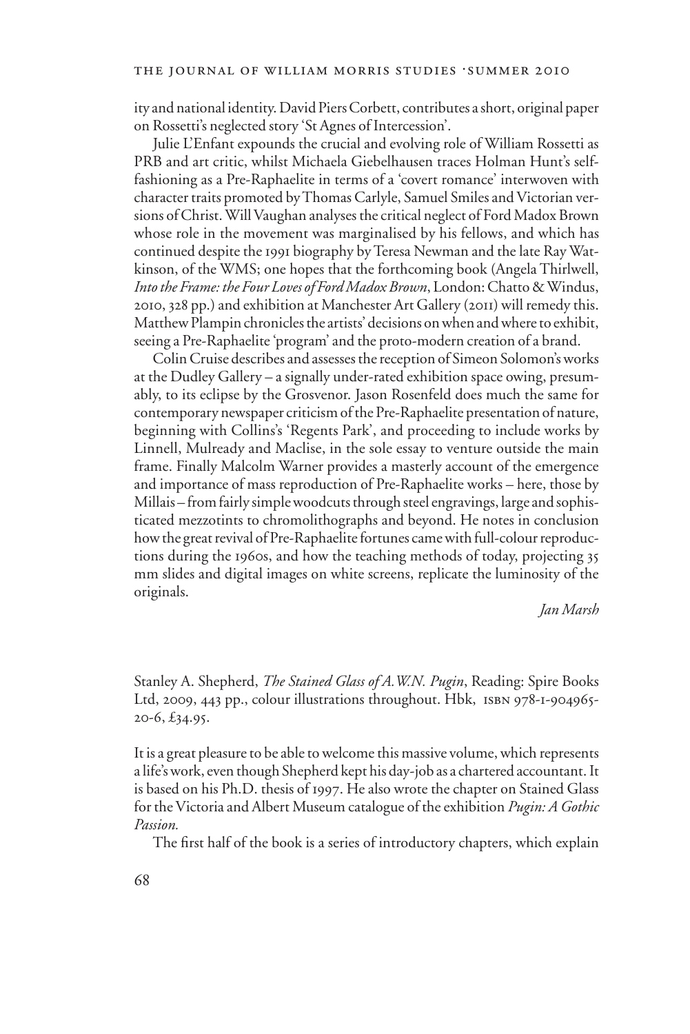ity and national identity. David Piers Corbett, contributes a short, original paper on Rossetti's neglected story 'St Agnes of Intercession'.

Julie L'Enfant expounds the crucial and evolving role of William Rossetti as PRB and art critic, whilst Michaela Giebelhausen traces Holman Hunt's self-fashioning as a Pre-Raphaelite in terms of a 'covert romance' interwoven with character traits promoted by Thomas Carlyle, Samuel Smiles and Victorian versions of Christ. Will Vaughan analyses the critical neglect of Ford Madox Brown whose role in the movement was marginalised by his fellows, and which has continued despite the 1991 biography by Teresa Newman and the late Ray Watkinson, of the WMS; one hopes that the forthcoming book (Angela Thirlwell, *Into the Frame: the Four Loves of Ford Madox Brown*, London: Chatto & Windus, 2010, 328 pp.) and exhibition at Manchester Art Gallery (2011) will remedy this. Matthew Plampin chronicles the artists' decisions on when and where to exhibit, seeing a Pre-Raphaelite 'program' and the proto-modern creation of a brand.

Colin Cruise describes and assesses the reception of Simeon Solomon's works at the Dudley Gallery – a signally under-rated exhibition space owing, presumably, to its eclipse by the Grosvenor. Jason Rosenfeld does much the same for contemporary newspaper criticism of the Pre-Raphaelite presentation of nature, beginning with Collins's 'Regents Park', and proceeding to include works by Linnell, Mulready and Maclise, in the sole essay to venture outside the main frame. Finally Malcolm Warner provides a masterly account of the emergence and importance of mass reproduction of Pre-Raphaelite works – here, those by Millais – from fairly simple woodcuts through steel engravings, large and sophisticated mezzotints to chromolithographs and beyond. He notes in conclusion how the great revival of Pre-Raphaelite fortunes came with full-colour reproductions during the 1960s, and how the teaching methods of today, projecting 35 mm slides and digital images on white screens, replicate the luminosity of the originals.

*Jan Marsh*

Stanley A. Shepherd, *The Stained Glass of A.W.N. Pugin*, Reading: Spire Books Ltd, 2009, 443 pp., colour illustrations throughout. Hbk, ISBN 978-1-904965-20-6, £34.95.

It is a great pleasure to be able to welcome this massive volume, which represents a life's work, even though Shepherd kept his day-job as a chartered accountant. It is based on his Ph.D. thesis of 1997. He also wrote the chapter on Stained Glass for the Victoria and Albert Museum catalogue of the exhibition *Pugin: A Gothic Passion.*

The first half of the book is a series of introductory chapters, which explain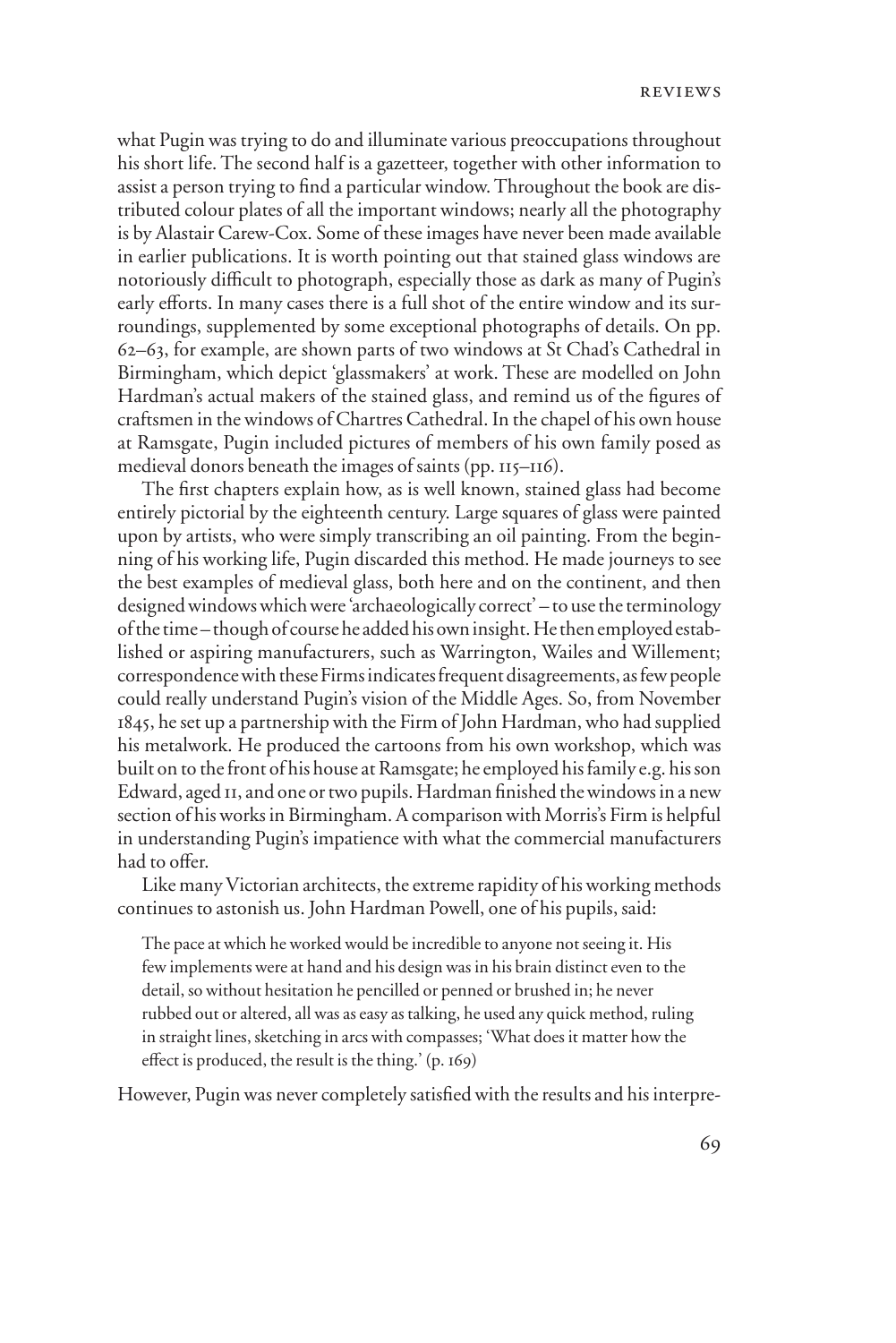what Pugin was trying to do and illuminate various preoccupations throughout his short life. The second half is a gazetteer, together with other information to assist a person trying to find a particular window. Throughout the book are distributed colour plates of all the important windows; nearly all the photography is by Alastair Carew-Cox. Some of these images have never been made available in earlier publications. It is worth pointing out that stained glass windows are notoriously difficult to photograph, especially those as dark as many of Pugin's early efforts. In many cases there is a full shot of the entire window and its surroundings, supplemented by some exceptional photographs of details. On pp. 62–63, for example, are shown parts of two windows at St Chad's Cathedral in Birmingham, which depict 'glassmakers' at work. These are modelled on John Hardman's actual makers of the stained glass, and remind us of the figures of craftsmen in the windows of Chartres Cathedral. In the chapel of his own house at Ramsgate, Pugin included pictures of members of his own family posed as medieval donors beneath the images of saints (pp. 115–116).

The first chapters explain how, as is well known, stained glass had become entirely pictorial by the eighteenth century. Large squares of glass were painted upon by artists, who were simply transcribing an oil painting. From the beginning of his working life, Pugin discarded this method. He made journeys to see the best examples of medieval glass, both here and on the continent, and then designed windows which were 'archaeologically correct' – to use the terminology of the time – though of course he added his own insight. He then employed established or aspiring manufacturers, such as Warrington, Wailes and Willement; correspondence with these Firms indicates frequent disagreements, as few people could really understand Pugin's vision of the Middle Ages. So, from November 1845, he set up a partnership with the Firm of John Hardman, who had supplied his metalwork. He produced the cartoons from his own workshop, which was built on to the front of his house at Ramsgate; he employed his family e.g. his son Edward, aged 11, and one or two pupils. Hardman finished the windows in a new section of his works in Birmingham. A comparison with Morris's Firm is helpful in understanding Pugin's impatience with what the commercial manufacturers had to offer.

Like many Victorian architects, the extreme rapidity of his working methods continues to astonish us. John Hardman Powell, one of his pupils, said:

> The pace at which he worked would be incredible to anyone not seeing it. His few implements were at hand and his design was in his brain distinct even to the detail, so without hesitation he pencilled or penned or brushed in; he never rubbed out or altered, all was as easy as talking, he used any quick method, ruling in straight lines, sketching in arcs with compasses; 'What does it matter how the effect is produced, the result is the thing.' (p. 169)

However, Pugin was never completely satisfied with the results and his interpre-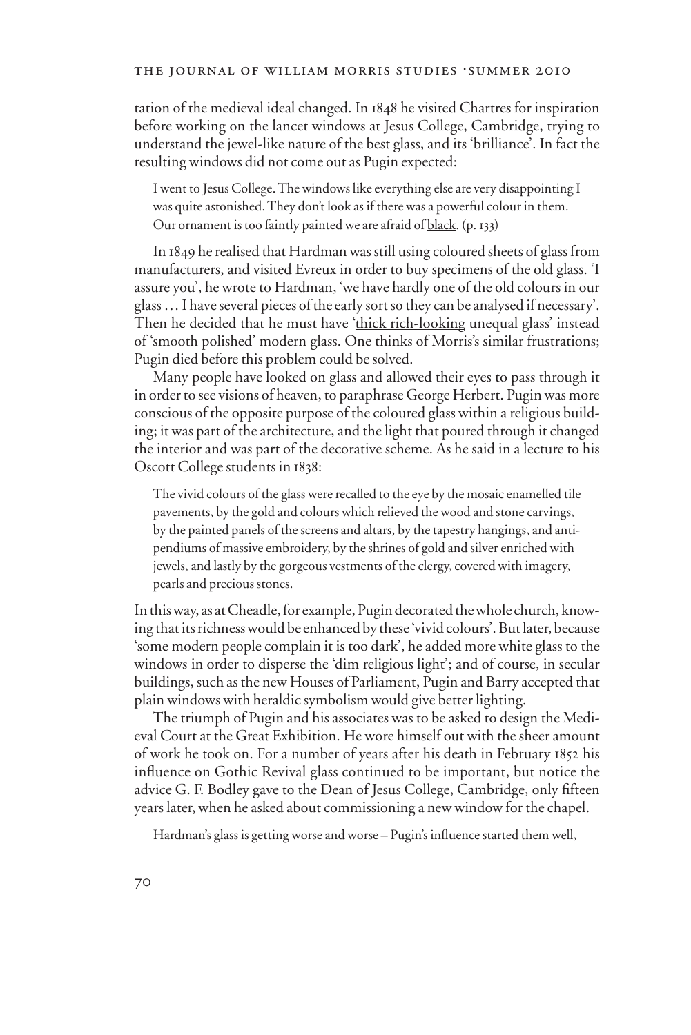tation of the medieval ideal changed. In 1848 he visited Chartres for inspiration before working on the lancet windows at Jesus College, Cambridge, trying to understand the jewel-like nature of the best glass, and its 'brilliance'. In fact the resulting windows did not come out as Pugin expected:

> I went to Jesus College. The windows like everything else are very disappointing I was quite astonished. They don't look as if there was a powerful colour in them. Our ornament is too faintly painted we are afraid of <u>black</u>. (p. 133)

In 1849 he realised that Hardman was still using coloured sheets of glass from manufacturers, and visited Evreux in order to buy specimens of the old glass. 'I assure you', he wrote to Hardman, 'we have hardly one of the old colours in our glass … I have several pieces of the early sort so they can be analysed if necessary'. Then he decided that he must have '<u>thick rich-looking</u> unequal glass' instead of 'smooth polished' modern glass. One thinks of Morris's similar frustrations; Pugin died before this problem could be solved.

Many people have looked on glass and allowed their eyes to pass through it in order to see visions of heaven, to paraphrase George Herbert. Pugin was more conscious of the opposite purpose of the coloured glass within a religious building; it was part of the architecture, and the light that poured through it changed the interior and was part of the decorative scheme. As he said in a lecture to his Oscott College students in 1838:

> The vivid colours of the glass were recalled to the eye by the mosaic enamelled tile pavements, by the gold and colours which relieved the wood and stone carvings, by the painted panels of the screens and altars, by the tapestry hangings, and antipendiums of massive embroidery, by the shrines of gold and silver enriched with jewels, and lastly by the gorgeous vestments of the clergy, covered with imagery, pearls and precious stones.

In this way, as at Cheadle, for example, Pugin decorated the whole church, knowing that its richness would be enhanced by these 'vivid colours'. But later, because 'some modern people complain it is too dark', he added more white glass to the windows in order to disperse the 'dim religious light'; and of course, in secular buildings, such as the new Houses of Parliament, Pugin and Barry accepted that plain windows with heraldic symbolism would give better lighting.

The triumph of Pugin and his associates was to be asked to design the Medieval Court at the Great Exhibition. He wore himself out with the sheer amount of work he took on. For a number of years after his death in February 1852 his influence on Gothic Revival glass continued to be important, but notice the advice G. F. Bodley gave to the Dean of Jesus College, Cambridge, only fifteen years later, when he asked about commissioning a new window for the chapel.

> Hardman's glass is getting worse and worse – Pugin's influence started them well,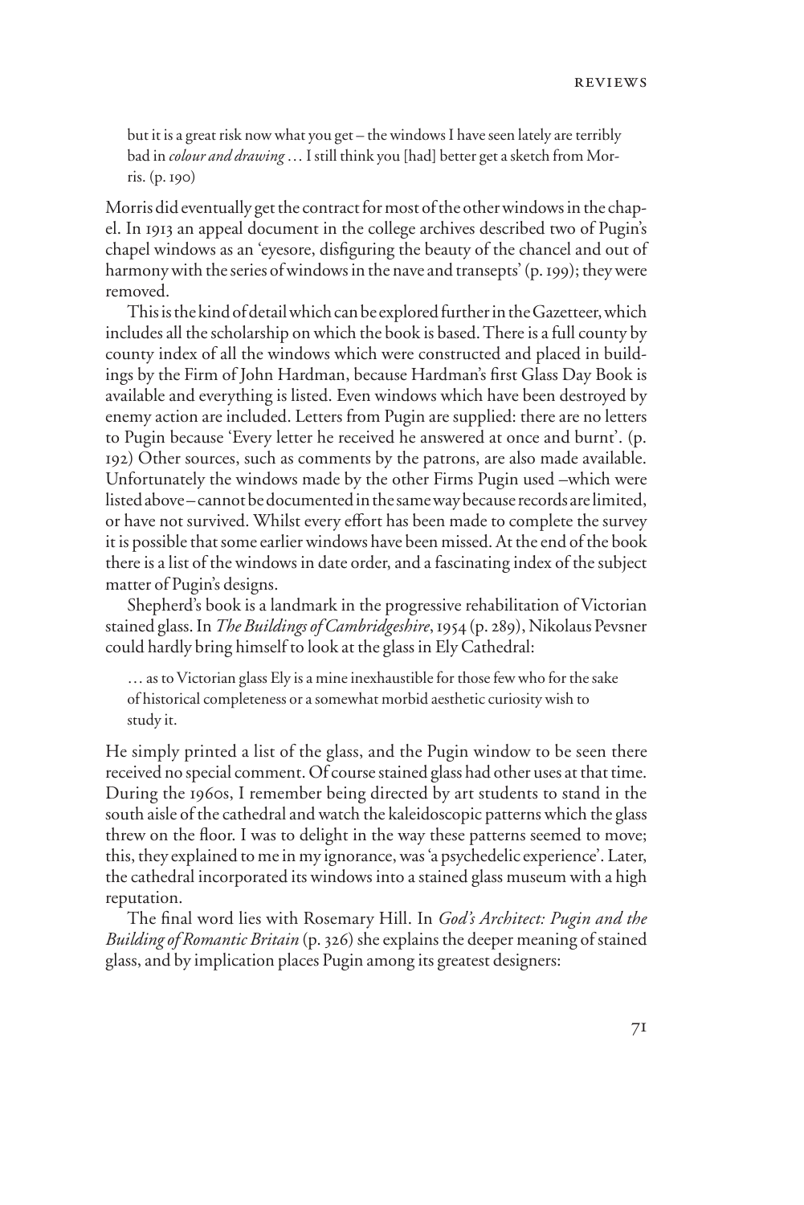> but it is a great risk now what you get – the windows I have seen lately are terribly bad in *colour and drawing* … I still think you [had] better get a sketch from Morris. (p. 190)

Morris did eventually get the contract for most of the other windows in the chapel. In 1913 an appeal document in the college archives described two of Pugin's chapel windows as an 'eyesore, disfiguring the beauty of the chancel and out of harmony with the series of windows in the nave and transepts' (p. 199); they were removed.

This is the kind of detail which can be explored further in the Gazetteer, which includes all the scholarship on which the book is based. There is a full county by county index of all the windows which were constructed and placed in buildings by the Firm of John Hardman, because Hardman's first Glass Day Book is available and everything is listed. Even windows which have been destroyed by enemy action are included. Letters from Pugin are supplied: there are no letters to Pugin because 'Every letter he received he answered at once and burnt'. (p. 192) Other sources, such as comments by the patrons, are also made available. Unfortunately the windows made by the other Firms Pugin used –which were listed above – cannot be documented in the same way because records are limited, or have not survived. Whilst every effort has been made to complete the survey it is possible that some earlier windows have been missed. At the end of the book there is a list of the windows in date order, and a fascinating index of the subject matter of Pugin's designs.

Shepherd's book is a landmark in the progressive rehabilitation of Victorian stained glass. In *The Buildings of Cambridgeshire*, 1954 (p. 289), Nikolaus Pevsner could hardly bring himself to look at the glass in Ely Cathedral:

> … as to Victorian glass Ely is a mine inexhaustible for those few who for the sake of historical completeness or a somewhat morbid aesthetic curiosity wish to study it.

He simply printed a list of the glass, and the Pugin window to be seen there received no special comment. Of course stained glass had other uses at that time. During the 1960s, I remember being directed by art students to stand in the south aisle of the cathedral and watch the kaleidoscopic patterns which the glass threw on the floor. I was to delight in the way these patterns seemed to move; this, they explained to me in my ignorance, was 'a psychedelic experience'. Later, the cathedral incorporated its windows into a stained glass museum with a high reputation.

The final word lies with Rosemary Hill. In *God's Architect: Pugin and the Building of Romantic Britain* (p. 326) she explains the deeper meaning of stained glass, and by implication places Pugin among its greatest designers: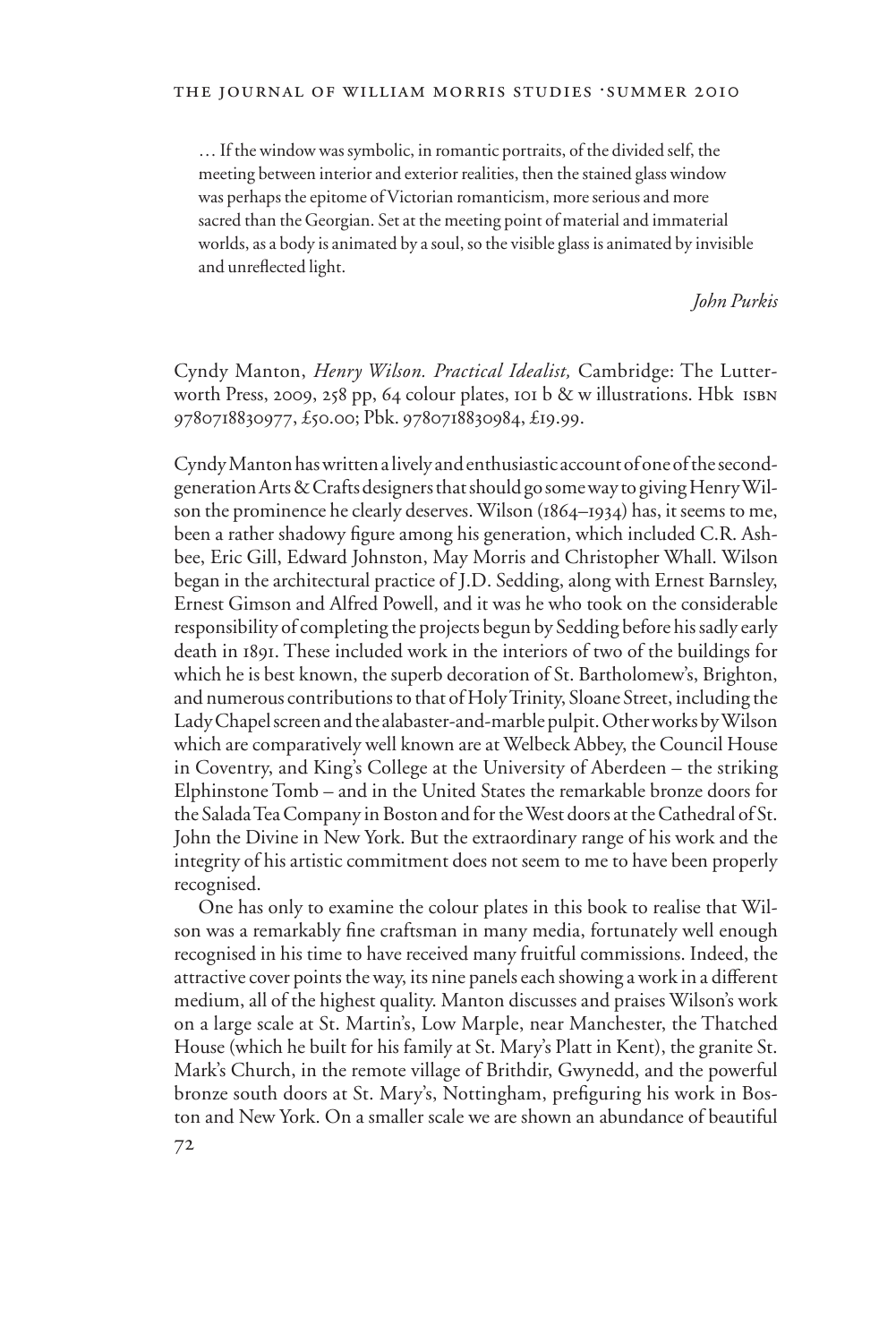… If the window was symbolic, in romantic portraits, of the divided self, the meeting between interior and exterior realities, then the stained glass window was perhaps the epitome of Victorian romanticism, more serious and more sacred than the Georgian. Set at the meeting point of material and immaterial worlds, as a body is animated by a soul, so the visible glass is animated by invisible and unreflected light.

*John Purkis*

Cyndy Manton, *Henry Wilson. Practical Idealist,* Cambridge: The Lutterworth Press, 2009, 258 pp, 64 colour plates, 101 b & w illustrations. Hbk ISBN 9780718830977, £50.00; Pbk. 9780718830984, £19.99.

Cyndy Manton has written a lively and enthusiastic account of one of the second-generation Arts & Crafts designers that should go some way to giving Henry Wilson the prominence he clearly deserves. Wilson (1864–1934) has, it seems to me, been a rather shadowy figure among his generation, which included C.R. Ashbee, Eric Gill, Edward Johnston, May Morris and Christopher Whall. Wilson began in the architectural practice of J.D. Sedding, along with Ernest Barnsley, Ernest Gimson and Alfred Powell, and it was he who took on the considerable responsibility of completing the projects begun by Sedding before his sadly early death in 1891. These included work in the interiors of two of the buildings for which he is best known, the superb decoration of St. Bartholomew's, Brighton, and numerous contributions to that of Holy Trinity, Sloane Street, including the Lady Chapel screen and the alabaster-and-marble pulpit. Other works by Wilson which are comparatively well known are at Welbeck Abbey, the Council House in Coventry, and King's College at the University of Aberdeen – the striking Elphinstone Tomb – and in the United States the remarkable bronze doors for the Salada Tea Company in Boston and for the West doors at the Cathedral of St. John the Divine in New York. But the extraordinary range of his work and the integrity of his artistic commitment does not seem to me to have been properly recognised.

One has only to examine the colour plates in this book to realise that Wilson was a remarkably fine craftsman in many media, fortunately well enough recognised in his time to have received many fruitful commissions. Indeed, the attractive cover points the way, its nine panels each showing a work in a different medium, all of the highest quality. Manton discusses and praises Wilson's work on a large scale at St. Martin's, Low Marple, near Manchester, the Thatched House (which he built for his family at St. Mary's Platt in Kent), the granite St. Mark's Church, in the remote village of Brithdir, Gwynedd, and the powerful bronze south doors at St. Mary's, Nottingham, prefiguring his work in Boston and New York. On a smaller scale we are shown an abundance of beautiful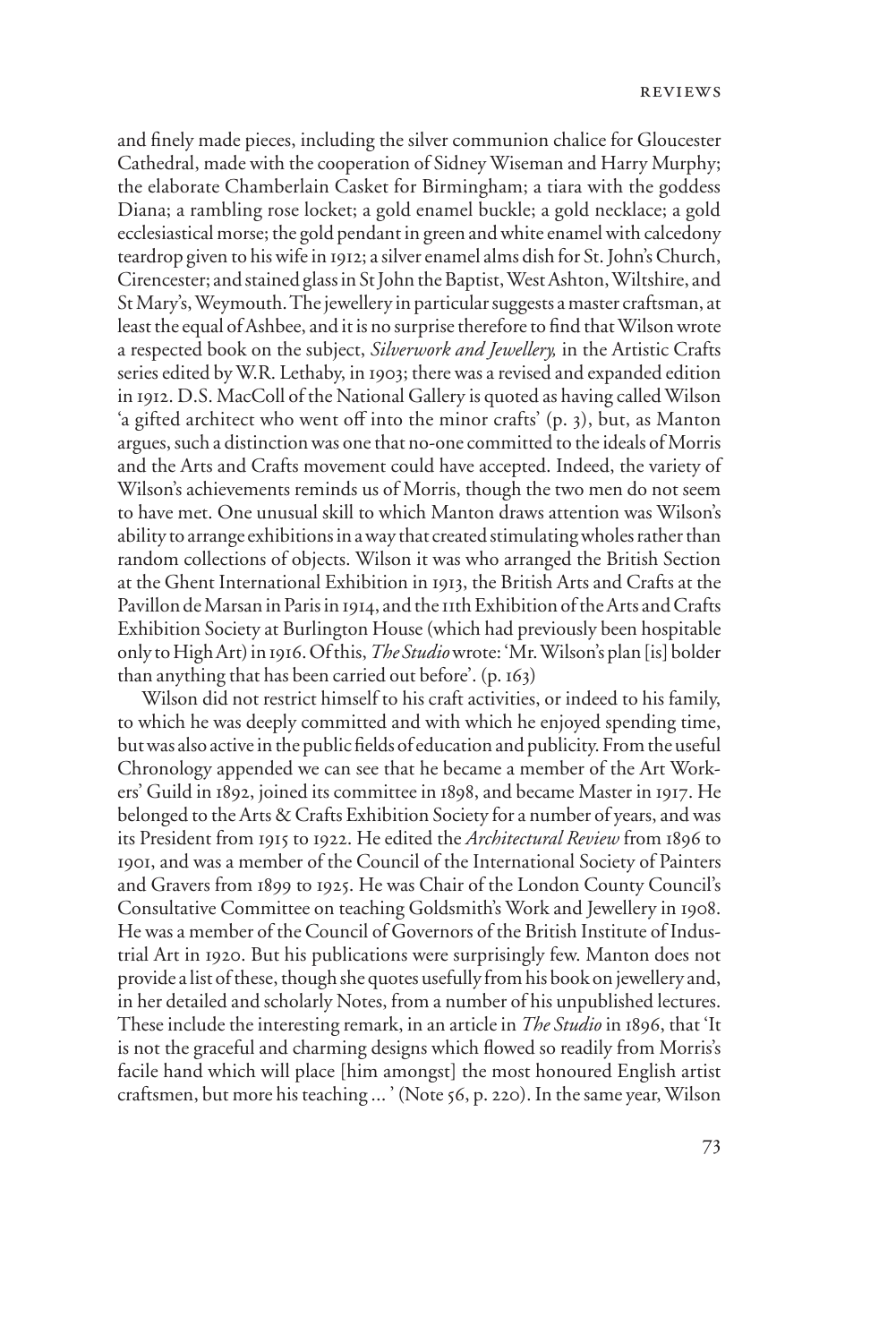and finely made pieces, including the silver communion chalice for Gloucester Cathedral, made with the cooperation of Sidney Wiseman and Harry Murphy; the elaborate Chamberlain Casket for Birmingham; a tiara with the goddess Diana; a rambling rose locket; a gold enamel buckle; a gold necklace; a gold ecclesiastical morse; the gold pendant in green and white enamel with calcedony teardrop given to his wife in 1912; a silver enamel alms dish for St. John's Church, Cirencester; and stained glass in St John the Baptist, West Ashton, Wiltshire, and St Mary's, Weymouth. The jewellery in particular suggests a master craftsman, at least the equal of Ashbee, and it is no surprise therefore to find that Wilson wrote a respected book on the subject, *Silverwork and Jewellery,* in the Artistic Crafts series edited by W.R. Lethaby, in 1903; there was a revised and expanded edition in 1912. D.S. MacColl of the National Gallery is quoted as having called Wilson 'a gifted architect who went off into the minor crafts' (p. 3), but, as Manton argues, such a distinction was one that no-one committed to the ideals of Morris and the Arts and Crafts movement could have accepted. Indeed, the variety of Wilson's achievements reminds us of Morris, though the two men do not seem to have met. One unusual skill to which Manton draws attention was Wilson's ability to arrange exhibitions in a way that created stimulating wholes rather than random collections of objects. Wilson it was who arranged the British Section at the Ghent International Exhibition in 1913, the British Arts and Crafts at the Pavillon de Marsan in Paris in 1914, and the 11th Exhibition of the Arts and Crafts Exhibition Society at Burlington House (which had previously been hospitable only to High Art) in 1916. Of this, *The Studio* wrote: 'Mr. Wilson's plan [is] bolder than anything that has been carried out before'. (p. 163)

Wilson did not restrict himself to his craft activities, or indeed to his family, to which he was deeply committed and with which he enjoyed spending time, but was also active in the public fields of education and publicity. From the useful Chronology appended we can see that he became a member of the Art Workers' Guild in 1892, joined its committee in 1898, and became Master in 1917. He belonged to the Arts & Crafts Exhibition Society for a number of years, and was its President from 1915 to 1922. He edited the *Architectural Review* from 1896 to 1901, and was a member of the Council of the International Society of Painters and Gravers from 1899 to 1925. He was Chair of the London County Council's Consultative Committee on teaching Goldsmith's Work and Jewellery in 1908. He was a member of the Council of Governors of the British Institute of Industrial Art in 1920. But his publications were surprisingly few. Manton does not provide a list of these, though she quotes usefully from his book on jewellery and, in her detailed and scholarly Notes, from a number of his unpublished lectures. These include the interesting remark, in an article in *The Studio* in 1896, that 'It is not the graceful and charming designs which flowed so readily from Morris's facile hand which will place [him amongst] the most honoured English artist craftsmen, but more his teaching ... ' (Note 56, p. 220). In the same year, Wilson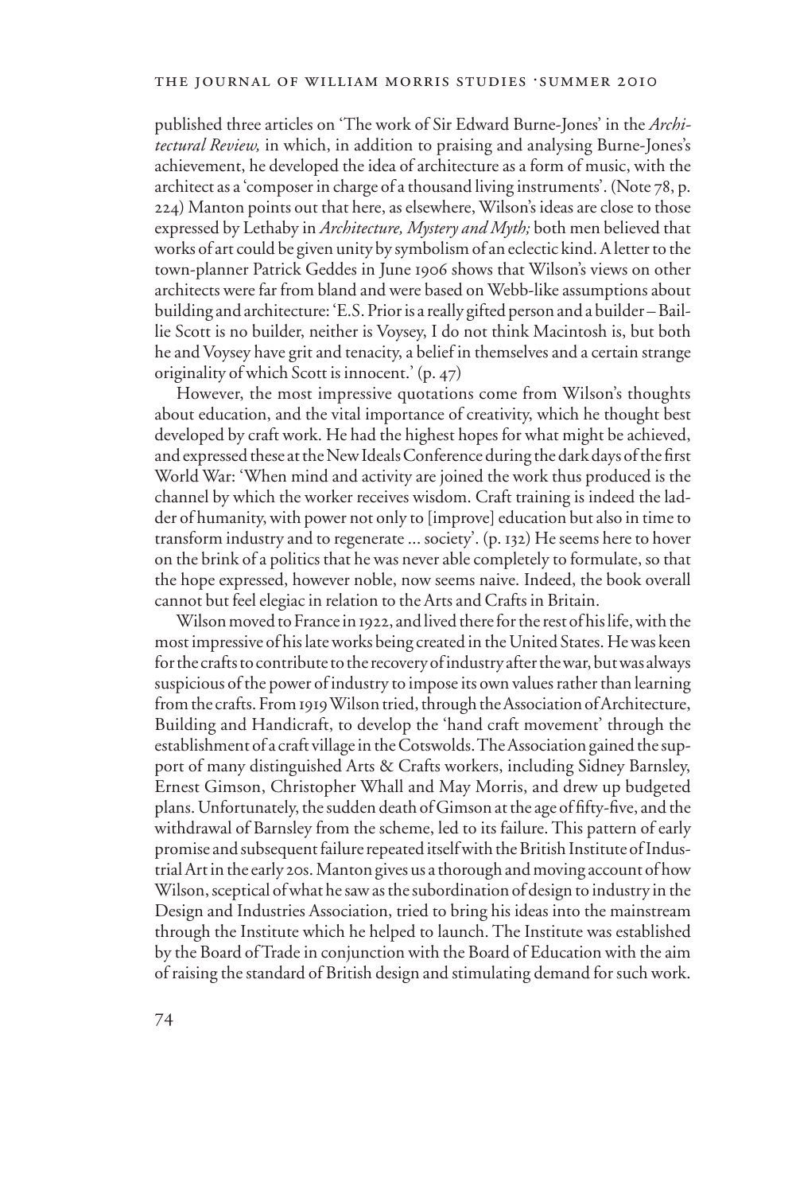published three articles on 'The work of Sir Edward Burne-Jones' in the *Architectural Review,* in which, in addition to praising and analysing Burne-Jones's achievement, he developed the idea of architecture as a form of music, with the architect as a 'composer in charge of a thousand living instruments'. (Note 78, p. 224) Manton points out that here, as elsewhere, Wilson's ideas are close to those expressed by Lethaby in *Architecture, Mystery and Myth;* both men believed that works of art could be given unity by symbolism of an eclectic kind. A letter to the town-planner Patrick Geddes in June 1906 shows that Wilson's views on other architects were far from bland and were based on Webb-like assumptions about building and architecture: 'E.S. Prior is a really gifted person and a builder – Baillie Scott is no builder, neither is Voysey, I do not think Macintosh is, but both he and Voysey have grit and tenacity, a belief in themselves and a certain strange originality of which Scott is innocent.' (p. 47)

However, the most impressive quotations come from Wilson's thoughts about education, and the vital importance of creativity, which he thought best developed by craft work. He had the highest hopes for what might be achieved, and expressed these at the New Ideals Conference during the dark days of the first World War: 'When mind and activity are joined the work thus produced is the channel by which the worker receives wisdom. Craft training is indeed the ladder of humanity, with power not only to [improve] education but also in time to transform industry and to regenerate ... society'. (p. 132) He seems here to hover on the brink of a politics that he was never able completely to formulate, so that the hope expressed, however noble, now seems naive. Indeed, the book overall cannot but feel elegiac in relation to the Arts and Crafts in Britain.

Wilson moved to France in 1922, and lived there for the rest of his life, with the most impressive of his late works being created in the United States. He was keen for the crafts to contribute to the recovery of industry after the war, but was always suspicious of the power of industry to impose its own values rather than learning from the crafts. From 1919 Wilson tried, through the Association of Architecture, Building and Handicraft, to develop the 'hand craft movement' through the establishment of a craft village in the Cotswolds. The Association gained the support of many distinguished Arts & Crafts workers, including Sidney Barnsley, Ernest Gimson, Christopher Whall and May Morris, and drew up budgeted plans. Unfortunately, the sudden death of Gimson at the age of fifty-five, and the withdrawal of Barnsley from the scheme, led to its failure. This pattern of early promise and subsequent failure repeated itself with the British Institute of Industrial Art in the early 20s. Manton gives us a thorough and moving account of how Wilson, sceptical of what he saw as the subordination of design to industry in the Design and Industries Association, tried to bring his ideas into the mainstream through the Institute which he helped to launch. The Institute was established by the Board of Trade in conjunction with the Board of Education with the aim of raising the standard of British design and stimulating demand for such work.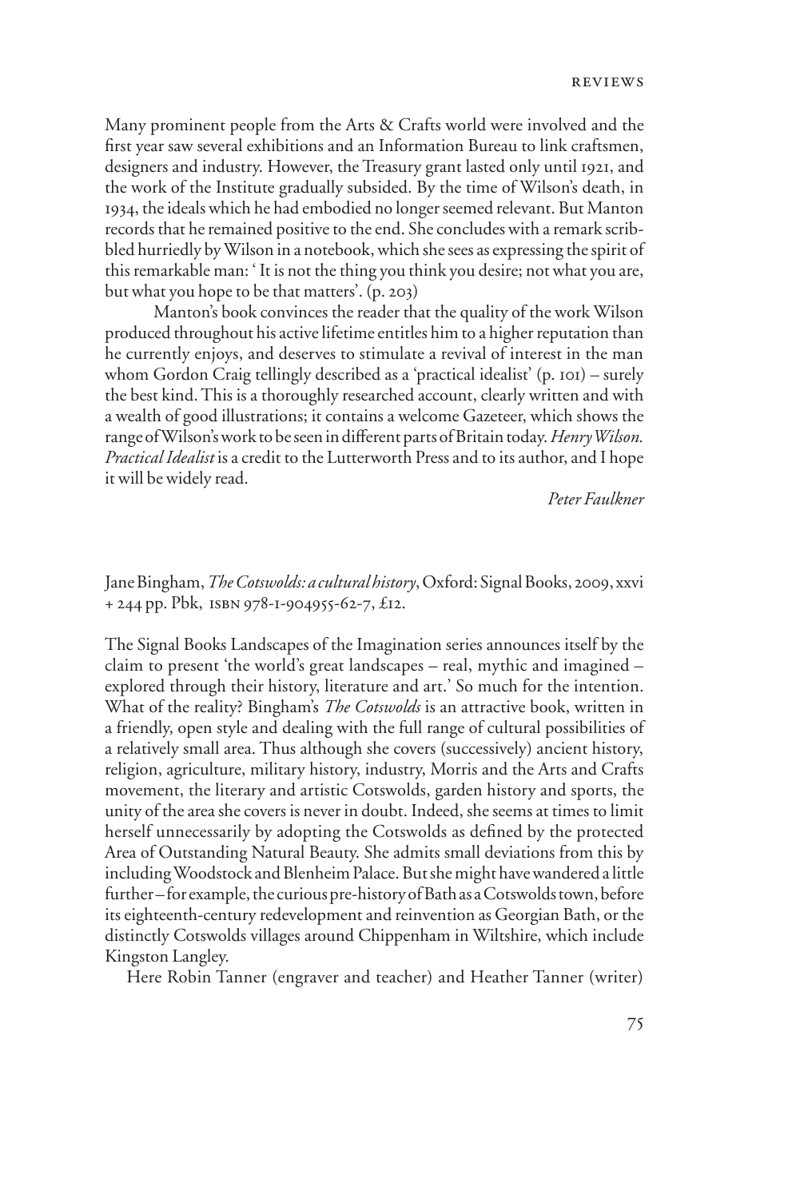Many prominent people from the Arts & Crafts world were involved and the first year saw several exhibitions and an Information Bureau to link craftsmen, designers and industry. However, the Treasury grant lasted only until 1921, and the work of the Institute gradually subsided. By the time of Wilson's death, in 1934, the ideals which he had embodied no longer seemed relevant. But Manton records that he remained positive to the end. She concludes with a remark scribbled hurriedly by Wilson in a notebook, which she sees as expressing the spirit of this remarkable man: ' It is not the thing you think you desire; not what you are, but what you hope to be that matters'. (p. 203)

Manton's book convinces the reader that the quality of the work Wilson produced throughout his active lifetime entitles him to a higher reputation than he currently enjoys, and deserves to stimulate a revival of interest in the man whom Gordon Craig tellingly described as a 'practical idealist' (p. 101) – surely the best kind. This is a thoroughly researched account, clearly written and with a wealth of good illustrations; it contains a welcome Gazeteer, which shows the range of Wilson's work to be seen in different parts of Britain today. *Henry Wilson. Practical Idealist* is a credit to the Lutterworth Press and to its author, and I hope it will be widely read.

*Peter Faulkner*

Jane Bingham, *The Cotswolds: a cultural history*, Oxford: Signal Books, 2009, xxvi + 244 pp. Pbk, ISBN 978-1-904955-62-7, £12.

The Signal Books Landscapes of the Imagination series announces itself by the claim to present 'the world's great landscapes – real, mythic and imagined – explored through their history, literature and art.' So much for the intention. What of the reality? Bingham's *The Cotswolds* is an attractive book, written in a friendly, open style and dealing with the full range of cultural possibilities of a relatively small area. Thus although she covers (successively) ancient history, religion, agriculture, military history, industry, Morris and the Arts and Crafts movement, the literary and artistic Cotswolds, garden history and sports, the unity of the area she covers is never in doubt. Indeed, she seems at times to limit herself unnecessarily by adopting the Cotswolds as defined by the protected Area of Outstanding Natural Beauty. She admits small deviations from this by including Woodstock and Blenheim Palace. But she might have wandered a little further – for example, the curious pre-history of Bath as a Cotswolds town, before its eighteenth-century redevelopment and reinvention as Georgian Bath, or the distinctly Cotswolds villages around Chippenham in Wiltshire, which include Kingston Langley.

Here Robin Tanner (engraver and teacher) and Heather Tanner (writer)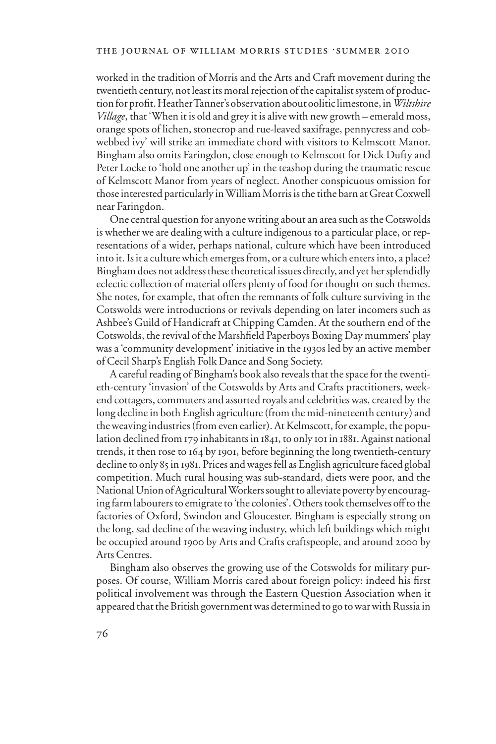worked in the tradition of Morris and the Arts and Craft movement during the twentieth century, not least its moral rejection of the capitalist system of production for profit. Heather Tanner's observation about oolitic limestone, in *Wiltshire Village*, that 'When it is old and grey it is alive with new growth – emerald moss, orange spots of lichen, stonecrop and rue-leaved saxifrage, pennycress and cobwebbed ivy' will strike an immediate chord with visitors to Kelmscott Manor. Bingham also omits Faringdon, close enough to Kelmscott for Dick Dufty and Peter Locke to 'hold one another up' in the teashop during the traumatic rescue of Kelmscott Manor from years of neglect. Another conspicuous omission for those interested particularly in William Morris is the tithe barn at Great Coxwell near Faringdon.

One central question for anyone writing about an area such as the Cotswolds is whether we are dealing with a culture indigenous to a particular place, or representations of a wider, perhaps national, culture which have been introduced into it. Is it a culture which emerges from, or a culture which enters into, a place? Bingham does not address these theoretical issues directly, and yet her splendidly eclectic collection of material offers plenty of food for thought on such themes. She notes, for example, that often the remnants of folk culture surviving in the Cotswolds were introductions or revivals depending on later incomers such as Ashbee's Guild of Handicraft at Chipping Camden. At the southern end of the Cotswolds, the revival of the Marshfield Paperboys Boxing Day mummers' play was a 'community development' initiative in the 1930s led by an active member of Cecil Sharp's English Folk Dance and Song Society.

A careful reading of Bingham's book also reveals that the space for the twentieth-century 'invasion' of the Cotswolds by Arts and Crafts practitioners, weekend cottagers, commuters and assorted royals and celebrities was, created by the long decline in both English agriculture (from the mid-nineteenth century) and the weaving industries (from even earlier). At Kelmscott, for example, the population declined from 179 inhabitants in 1841, to only 101 in 1881. Against national trends, it then rose to 164 by 1901, before beginning the long twentieth-century decline to only 85 in 1981. Prices and wages fell as English agriculture faced global competition. Much rural housing was sub-standard, diets were poor, and the National Union of Agricultural Workers sought to alleviate poverty by encouraging farm labourers to emigrate to 'the colonies'. Others took themselves off to the factories of Oxford, Swindon and Gloucester. Bingham is especially strong on the long, sad decline of the weaving industry, which left buildings which might be occupied around 1900 by Arts and Crafts craftspeople, and around 2000 by Arts Centres.

Bingham also observes the growing use of the Cotswolds for military purposes. Of course, William Morris cared about foreign policy: indeed his first political involvement was through the Eastern Question Association when it appeared that the British government was determined to go to war with Russia in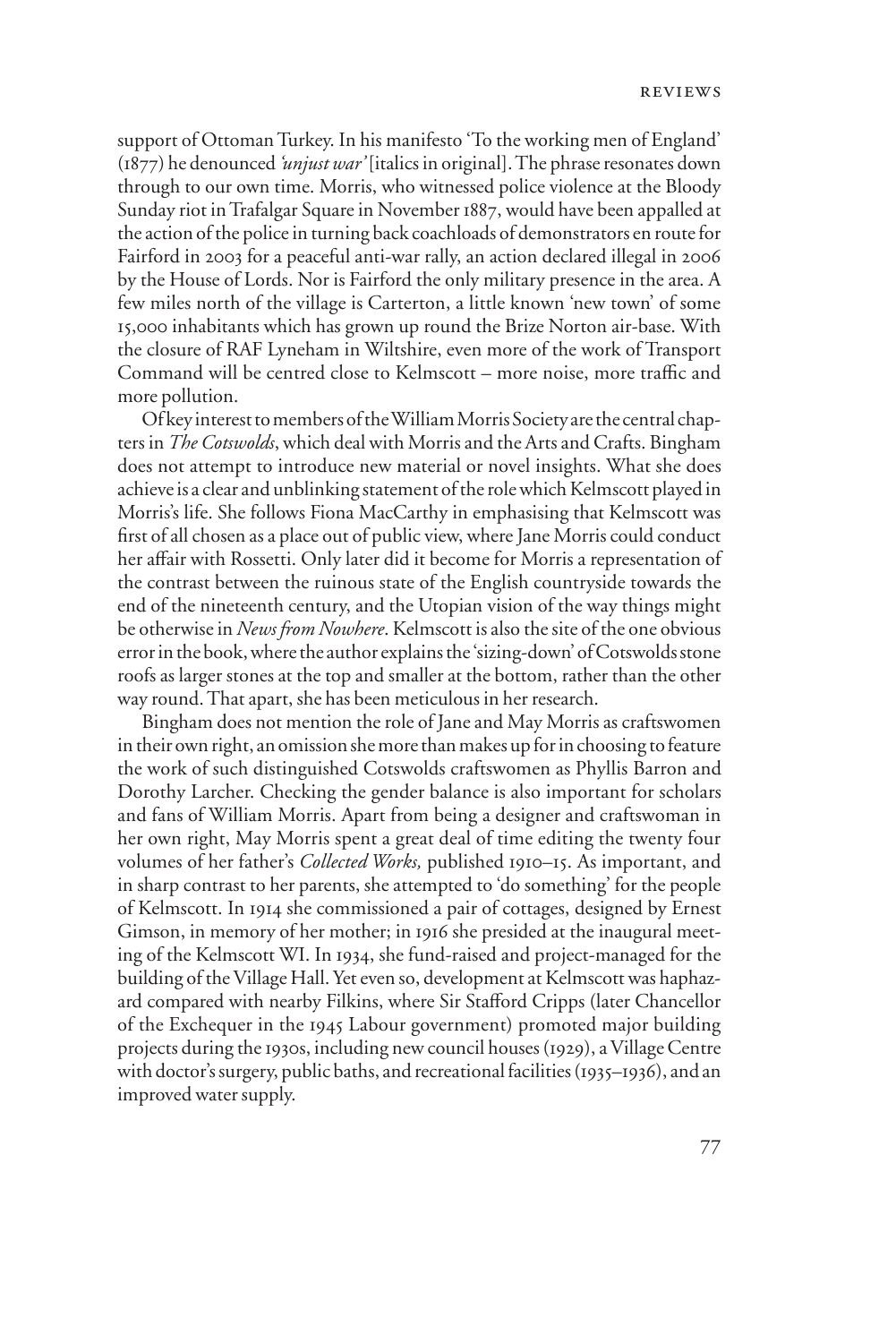support of Ottoman Turkey. In his manifesto 'To the working men of England' (1877) he denounced *'unjust war'* [italics in original]. The phrase resonates down through to our own time. Morris, who witnessed police violence at the Bloody Sunday riot in Trafalgar Square in November 1887, would have been appalled at the action of the police in turning back coachloads of demonstrators en route for Fairford in 2003 for a peaceful anti-war rally, an action declared illegal in 2006 by the House of Lords. Nor is Fairford the only military presence in the area. A few miles north of the village is Carterton, a little known 'new town' of some 15,000 inhabitants which has grown up round the Brize Norton air-base. With the closure of RAF Lyneham in Wiltshire, even more of the work of Transport Command will be centred close to Kelmscott – more noise, more traffic and more pollution.

Of key interest to members of the William Morris Society are the central chapters in *The Cotswolds*, which deal with Morris and the Arts and Crafts. Bingham does not attempt to introduce new material or novel insights. What she does achieve is a clear and unblinking statement of the role which Kelmscott played in Morris's life. She follows Fiona MacCarthy in emphasising that Kelmscott was first of all chosen as a place out of public view, where Jane Morris could conduct her affair with Rossetti. Only later did it become for Morris a representation of the contrast between the ruinous state of the English countryside towards the end of the nineteenth century, and the Utopian vision of the way things might be otherwise in *News from Nowhere*. Kelmscott is also the site of the one obvious error in the book, where the author explains the 'sizing-down' of Cotswolds stone roofs as larger stones at the top and smaller at the bottom, rather than the other way round. That apart, she has been meticulous in her research.

Bingham does not mention the role of Jane and May Morris as craftswomen in their own right, an omission she more than makes up for in choosing to feature the work of such distinguished Cotswolds craftswomen as Phyllis Barron and Dorothy Larcher. Checking the gender balance is also important for scholars and fans of William Morris. Apart from being a designer and craftswoman in her own right, May Morris spent a great deal of time editing the twenty four volumes of her father's *Collected Works,* published 1910–15. As important, and in sharp contrast to her parents, she attempted to 'do something' for the people of Kelmscott. In 1914 she commissioned a pair of cottages, designed by Ernest Gimson, in memory of her mother; in 1916 she presided at the inaugural meeting of the Kelmscott WI. In 1934, she fund-raised and project-managed for the building of the Village Hall. Yet even so, development at Kelmscott was haphazard compared with nearby Filkins, where Sir Stafford Cripps (later Chancellor of the Exchequer in the 1945 Labour government) promoted major building projects during the 1930s, including new council houses (1929), a Village Centre with doctor's surgery, public baths, and recreational facilities (1935–1936), and an improved water supply.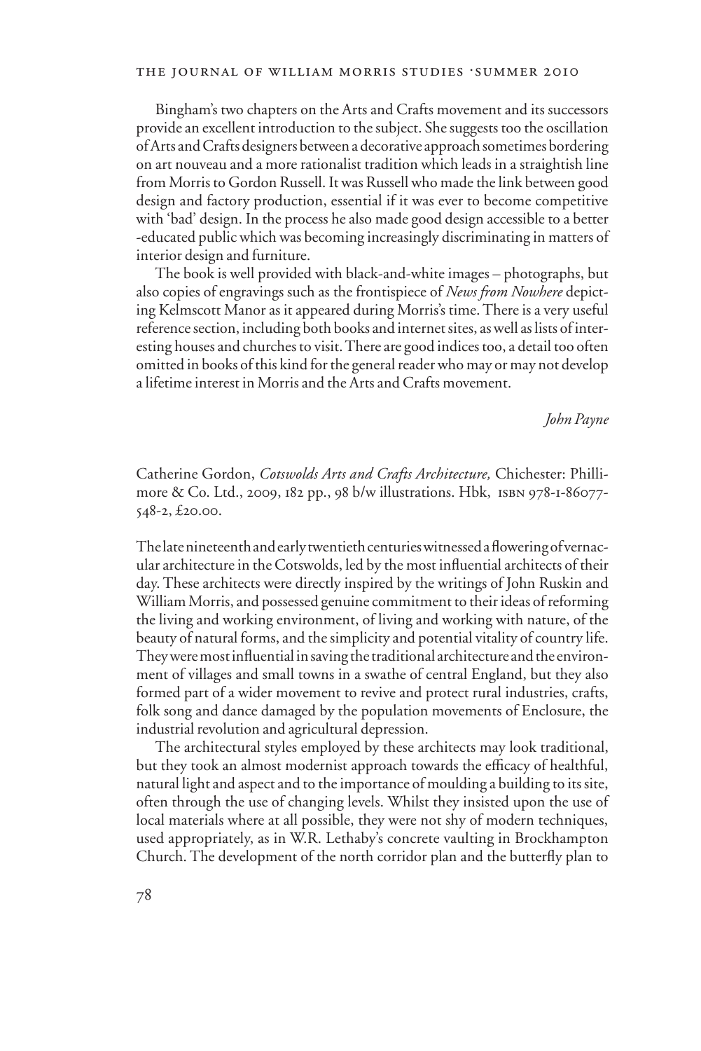Bingham's two chapters on the Arts and Crafts movement and its successors provide an excellent introduction to the subject. She suggests too the oscillation of Arts and Crafts designers between a decorative approach sometimes bordering on art nouveau and a more rationalist tradition which leads in a straightish line from Morris to Gordon Russell. It was Russell who made the link between good design and factory production, essential if it was ever to become competitive with 'bad' design. In the process he also made good design accessible to a better -educated public which was becoming increasingly discriminating in matters of interior design and furniture.

The book is well provided with black-and-white images – photographs, but also copies of engravings such as the frontispiece of *News from Nowhere* depicting Kelmscott Manor as it appeared during Morris's time. There is a very useful reference section, including both books and internet sites, as well as lists of interesting houses and churches to visit. There are good indices too, a detail too often omitted in books of this kind for the general reader who may or may not develop a lifetime interest in Morris and the Arts and Crafts movement.

*John Payne*

Catherine Gordon, *Cotswolds Arts and Crafts Architecture,* Chichester: Phillimore & Co. Ltd., 2009, 182 pp., 98 b/w illustrations. Hbk, ISBN 978-1-86077-548-2, £20.00.

The late nineteenth and early twentieth centuries witnessed a flowering of vernacular architecture in the Cotswolds, led by the most influential architects of their day. These architects were directly inspired by the writings of John Ruskin and William Morris, and possessed genuine commitment to their ideas of reforming the living and working environment, of living and working with nature, of the beauty of natural forms, and the simplicity and potential vitality of country life. They were most influential in saving the traditional architecture and the environment of villages and small towns in a swathe of central England, but they also formed part of a wider movement to revive and protect rural industries, crafts, folk song and dance damaged by the population movements of Enclosure, the industrial revolution and agricultural depression.

The architectural styles employed by these architects may look traditional, but they took an almost modernist approach towards the efficacy of healthful, natural light and aspect and to the importance of moulding a building to its site, often through the use of changing levels. Whilst they insisted upon the use of local materials where at all possible, they were not shy of modern techniques, used appropriately, as in W.R. Lethaby's concrete vaulting in Brockhampton Church. The development of the north corridor plan and the butterfly plan to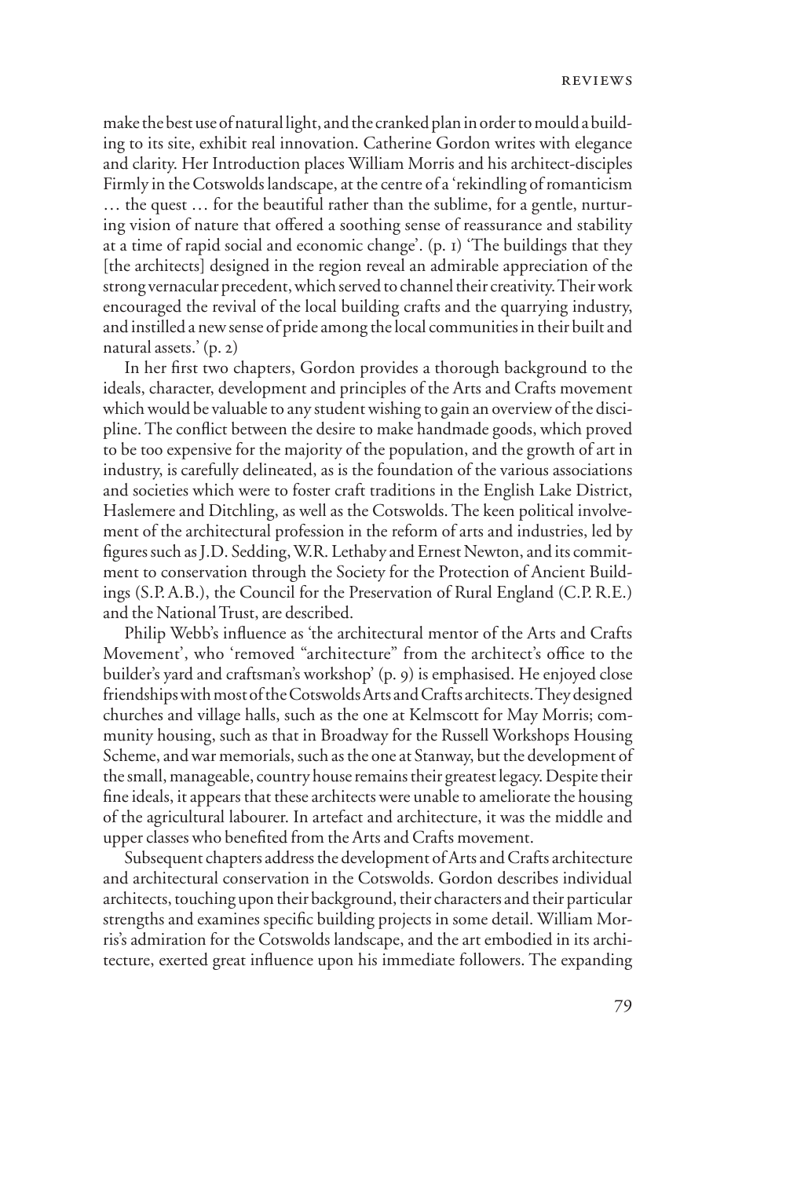make the best use of natural light, and the cranked plan in order to mould a building to its site, exhibit real innovation. Catherine Gordon writes with elegance and clarity. Her Introduction places William Morris and his architect-disciples Firmly in the Cotswolds landscape, at the centre of a 'rekindling of romanticism … the quest … for the beautiful rather than the sublime, for a gentle, nurturing vision of nature that offered a soothing sense of reassurance and stability at a time of rapid social and economic change'. (p. 1) 'The buildings that they [the architects] designed in the region reveal an admirable appreciation of the strong vernacular precedent, which served to channel their creativity. Their work encouraged the revival of the local building crafts and the quarrying industry, and instilled a new sense of pride among the local communities in their built and natural assets.' (p. 2)

In her first two chapters, Gordon provides a thorough background to the ideals, character, development and principles of the Arts and Crafts movement which would be valuable to any student wishing to gain an overview of the discipline. The conflict between the desire to make handmade goods, which proved to be too expensive for the majority of the population, and the growth of art in industry, is carefully delineated, as is the foundation of the various associations and societies which were to foster craft traditions in the English Lake District, Haslemere and Ditchling, as well as the Cotswolds. The keen political involvement of the architectural profession in the reform of arts and industries, led by figures such as J.D. Sedding, W.R. Lethaby and Ernest Newton, and its commitment to conservation through the Society for the Protection of Ancient Buildings (S.P.A.B.), the Council for the Preservation of Rural England (C.P.R.E.) and the National Trust, are described.

Philip Webb's influence as 'the architectural mentor of the Arts and Crafts Movement', who 'removed "architecture" from the architect's office to the builder's yard and craftsman's workshop' (p. 9) is emphasised. He enjoyed close friendships with most of the Cotswolds Arts and Crafts architects. They designed churches and village halls, such as the one at Kelmscott for May Morris; community housing, such as that in Broadway for the Russell Workshops Housing Scheme, and war memorials, such as the one at Stanway, but the development of the small, manageable, country house remains their greatest legacy. Despite their fine ideals, it appears that these architects were unable to ameliorate the housing of the agricultural labourer. In artefact and architecture, it was the middle and upper classes who benefited from the Arts and Crafts movement.

Subsequent chapters address the development of Arts and Crafts architecture and architectural conservation in the Cotswolds. Gordon describes individual architects, touching upon their background, their characters and their particular strengths and examines specific building projects in some detail. William Morris's admiration for the Cotswolds landscape, and the art embodied in its architecture, exerted great influence upon his immediate followers. The expanding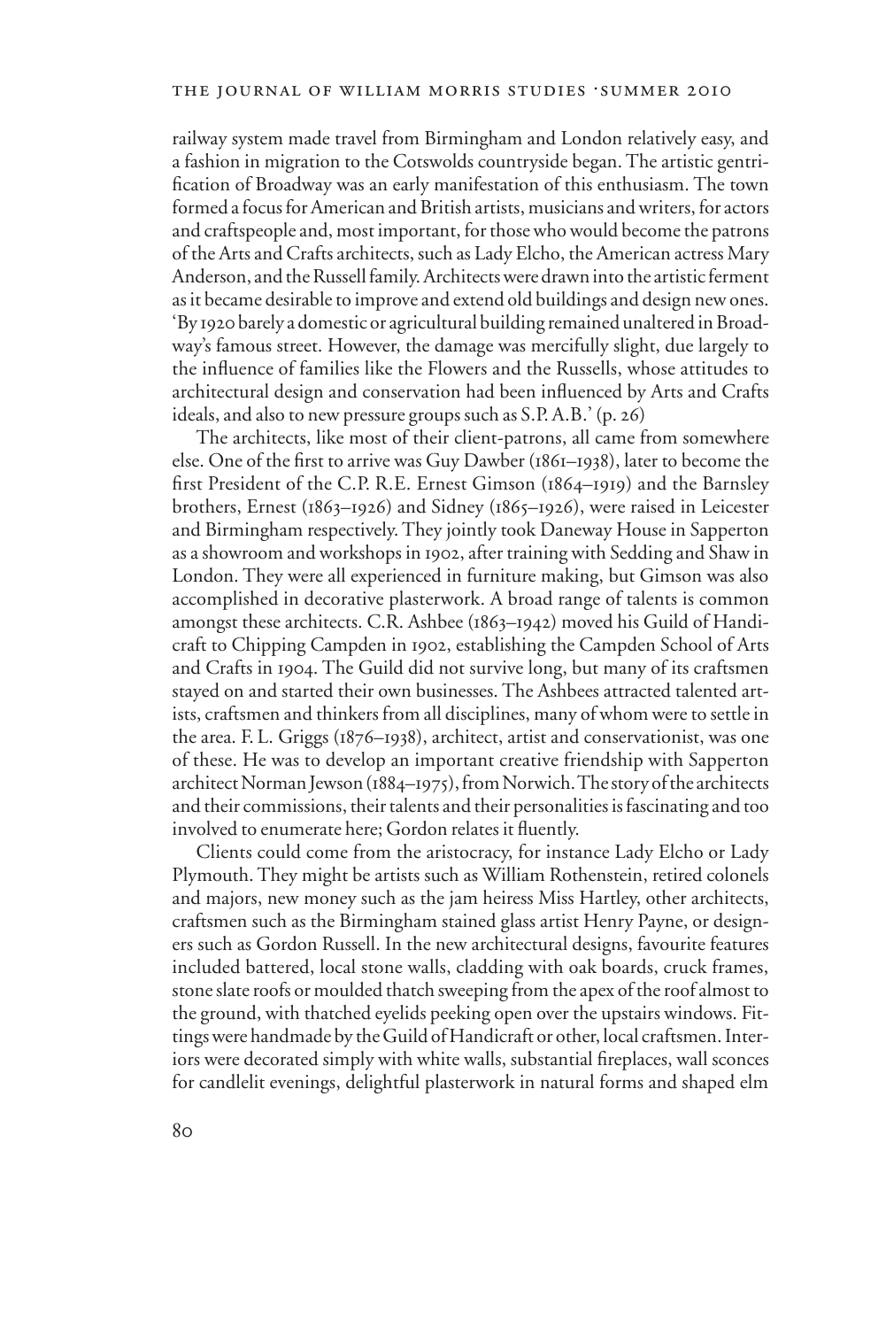railway system made travel from Birmingham and London relatively easy, and a fashion in migration to the Cotswolds countryside began. The artistic gentrification of Broadway was an early manifestation of this enthusiasm. The town formed a focus for American and British artists, musicians and writers, for actors and craftspeople and, most important, for those who would become the patrons of the Arts and Crafts architects, such as Lady Elcho, the American actress Mary Anderson, and the Russell family. Architects were drawn into the artistic ferment as it became desirable to improve and extend old buildings and design new ones. 'By 1920 barely a domestic or agricultural building remained unaltered in Broadway's famous street. However, the damage was mercifully slight, due largely to the influence of families like the Flowers and the Russells, whose attitudes to architectural design and conservation had been influenced by Arts and Crafts ideals, and also to new pressure groups such as S.P.A.B.' (p. 26)

The architects, like most of their client-patrons, all came from somewhere else. One of the first to arrive was Guy Dawber (1861–1938), later to become the first President of the C.P.R.E. Ernest Gimson (1864–1919) and the Barnsley brothers, Ernest (1863–1926) and Sidney (1865–1926), were raised in Leicester and Birmingham respectively. They jointly took Daneway House in Sapperton as a showroom and workshops in 1902, after training with Sedding and Shaw in London. They were all experienced in furniture making, but Gimson was also accomplished in decorative plasterwork. A broad range of talents is common amongst these architects. C.R. Ashbee (1863–1942) moved his Guild of Handicraft to Chipping Campden in 1902, establishing the Campden School of Arts and Crafts in 1904. The Guild did not survive long, but many of its craftsmen stayed on and started their own businesses. The Ashbees attracted talented artists, craftsmen and thinkers from all disciplines, many of whom were to settle in the area. F. L. Griggs (1876–1938), architect, artist and conservationist, was one of these. He was to develop an important creative friendship with Sapperton architect Norman Jewson (1884–1975), from Norwich. The story of the architects and their commissions, their talents and their personalities is fascinating and too involved to enumerate here; Gordon relates it fluently.

Clients could come from the aristocracy, for instance Lady Elcho or Lady Plymouth. They might be artists such as William Rothenstein, retired colonels and majors, new money such as the jam heiress Miss Hartley, other architects, craftsmen such as the Birmingham stained glass artist Henry Payne, or designers such as Gordon Russell. In the new architectural designs, favourite features included battered, local stone walls, cladding with oak boards, cruck frames, stone slate roofs or moulded thatch sweeping from the apex of the roof almost to the ground, with thatched eyelids peeking open over the upstairs windows. Fittings were handmade by the Guild of Handicraft or other, local craftsmen. Interiors were decorated simply with white walls, substantial fireplaces, wall sconces for candlelit evenings, delightful plasterwork in natural forms and shaped elm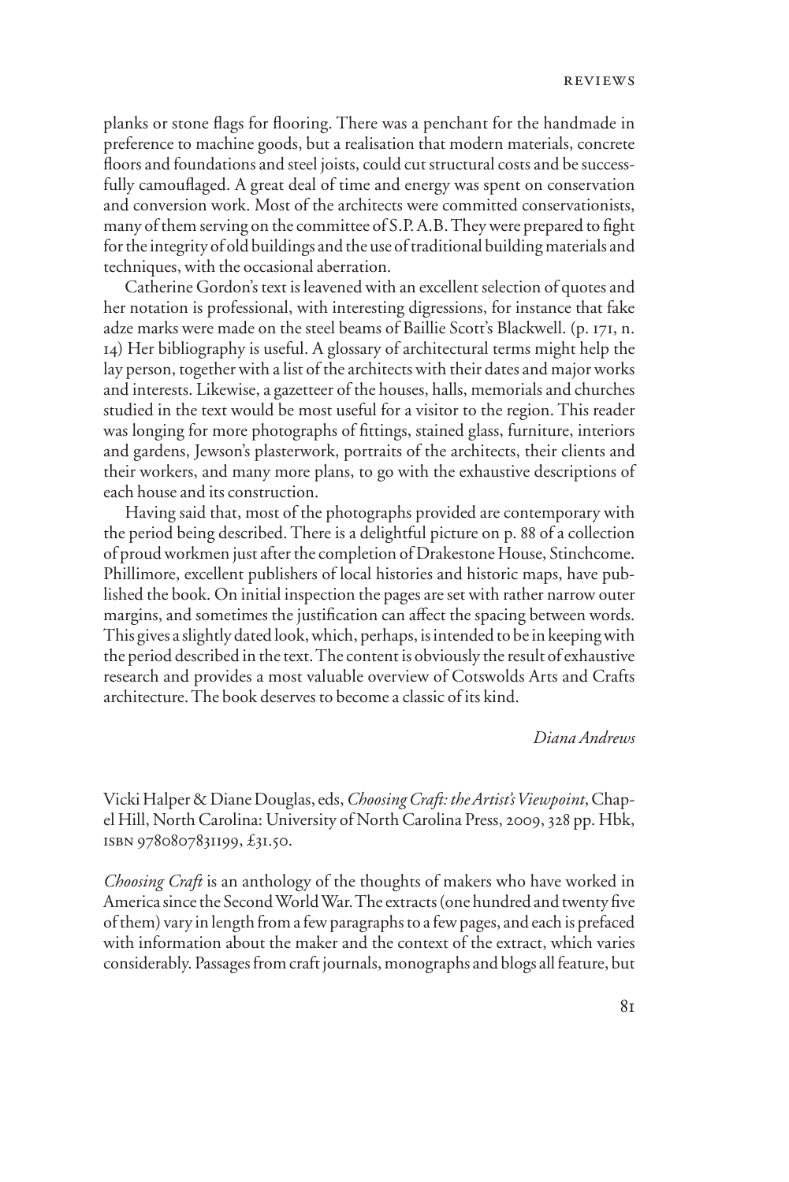planks or stone flags for flooring. There was a penchant for the handmade in preference to machine goods, but a realisation that modern materials, concrete floors and foundations and steel joists, could cut structural costs and be successfully camouflaged. A great deal of time and energy was spent on conservation and conversion work. Most of the architects were committed conservationists, many of them serving on the committee of S.P.A.B. They were prepared to fight for the integrity of old buildings and the use of traditional building materials and techniques, with the occasional aberration.

Catherine Gordon's text is leavened with an excellent selection of quotes and her notation is professional, with interesting digressions, for instance that fake adze marks were made on the steel beams of Baillie Scott's Blackwell. (p. 171, n. 14) Her bibliography is useful. A glossary of architectural terms might help the lay person, together with a list of the architects with their dates and major works and interests. Likewise, a gazetteer of the houses, halls, memorials and churches studied in the text would be most useful for a visitor to the region. This reader was longing for more photographs of fittings, stained glass, furniture, interiors and gardens, Jewson's plasterwork, portraits of the architects, their clients and their workers, and many more plans, to go with the exhaustive descriptions of each house and its construction.

Having said that, most of the photographs provided are contemporary with the period being described. There is a delightful picture on p. 88 of a collection of proud workmen just after the completion of Drakestone House, Stinchcome. Phillimore, excellent publishers of local histories and historic maps, have published the book. On initial inspection the pages are set with rather narrow outer margins, and sometimes the justification can affect the spacing between words. This gives a slightly dated look, which, perhaps, is intended to be in keeping with the period described in the text. The content is obviously the result of exhaustive research and provides a most valuable overview of Cotswolds Arts and Crafts architecture. The book deserves to become a classic of its kind.

*Diana Andrews*

Vicki Halper & Diane Douglas, eds, *Choosing Craft: the Artist's Viewpoint*, Chapel Hill, North Carolina: University of North Carolina Press, 2009, 328 pp. Hbk, ISBN 9780807831199, £31.50.

*Choosing Craft* is an anthology of the thoughts of makers who have worked in America since the Second World War. The extracts (one hundred and twenty five of them) vary in length from a few paragraphs to a few pages, and each is prefaced with information about the maker and the context of the extract, which varies considerably. Passages from craft journals, monographs and blogs all feature, but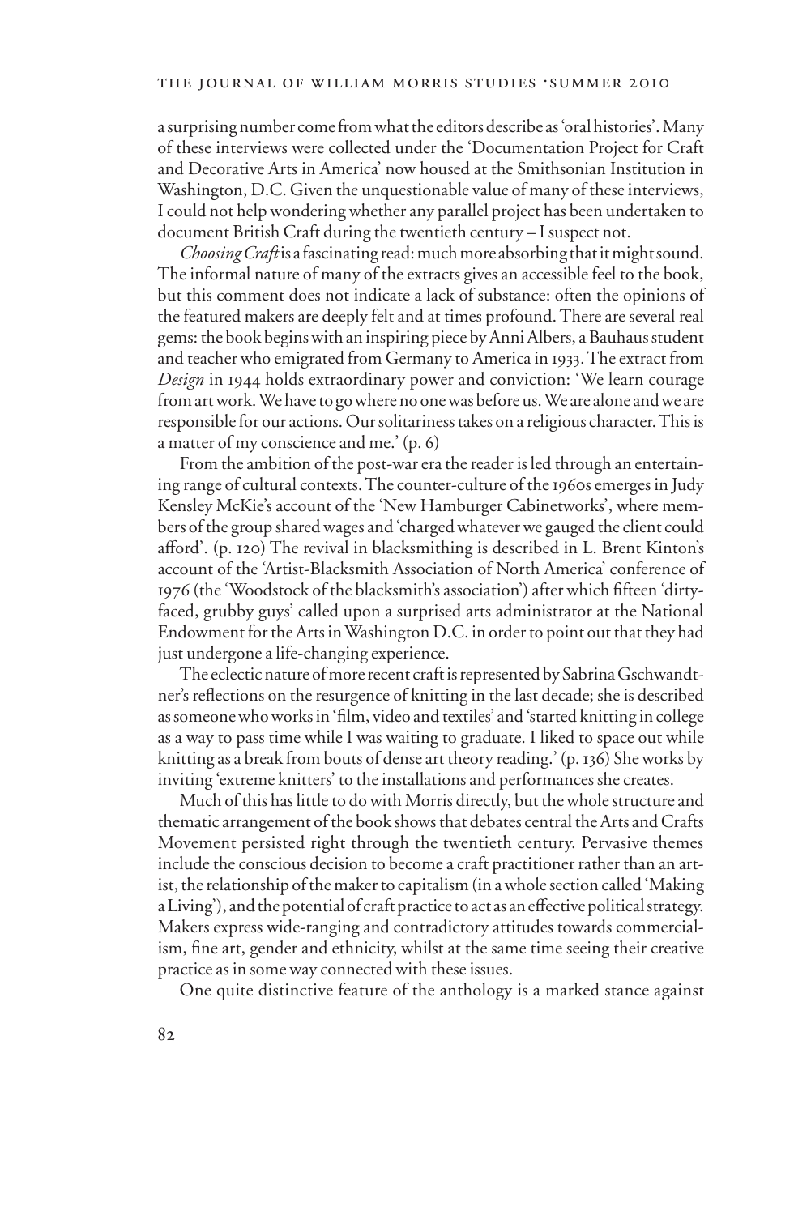a surprising number come from what the editors describe as 'oral histories'. Many of these interviews were collected under the 'Documentation Project for Craft and Decorative Arts in America' now housed at the Smithsonian Institution in Washington, D.C. Given the unquestionable value of many of these interviews, I could not help wondering whether any parallel project has been undertaken to document British Craft during the twentieth century – I suspect not.

*Choosing Craft* is a fascinating read: much more absorbing that it might sound. The informal nature of many of the extracts gives an accessible feel to the book, but this comment does not indicate a lack of substance: often the opinions of the featured makers are deeply felt and at times profound. There are several real gems: the book begins with an inspiring piece by Anni Albers, a Bauhaus student and teacher who emigrated from Germany to America in 1933. The extract from *Design* in 1944 holds extraordinary power and conviction: 'We learn courage from art work. We have to go where no one was before us. We are alone and we are responsible for our actions. Our solitariness takes on a religious character. This is a matter of my conscience and me.' (p. 6)

From the ambition of the post-war era the reader is led through an entertaining range of cultural contexts. The counter-culture of the 1960s emerges in Judy Kensley McKie's account of the 'New Hamburger Cabinetworks', where members of the group shared wages and 'charged whatever we gauged the client could afford'. (p. 120) The revival in blacksmithing is described in L. Brent Kinton's account of the 'Artist-Blacksmith Association of North America' conference of 1976 (the 'Woodstock of the blacksmith's association') after which fifteen 'dirty-faced, grubby guys' called upon a surprised arts administrator at the National Endowment for the Arts in Washington D.C. in order to point out that they had just undergone a life-changing experience.

The eclectic nature of more recent craft is represented by Sabrina Gschwandtner's reflections on the resurgence of knitting in the last decade; she is described as someone who works in 'film, video and textiles' and 'started knitting in college as a way to pass time while I was waiting to graduate. I liked to space out while knitting as a break from bouts of dense art theory reading.' (p. 136) She works by inviting 'extreme knitters' to the installations and performances she creates.

Much of this has little to do with Morris directly, but the whole structure and thematic arrangement of the book shows that debates central the Arts and Crafts Movement persisted right through the twentieth century. Pervasive themes include the conscious decision to become a craft practitioner rather than an artist, the relationship of the maker to capitalism (in a whole section called 'Making a Living'), and the potential of craft practice to act as an effective political strategy. Makers express wide-ranging and contradictory attitudes towards commercialism, fine art, gender and ethnicity, whilst at the same time seeing their creative practice as in some way connected with these issues.

One quite distinctive feature of the anthology is a marked stance against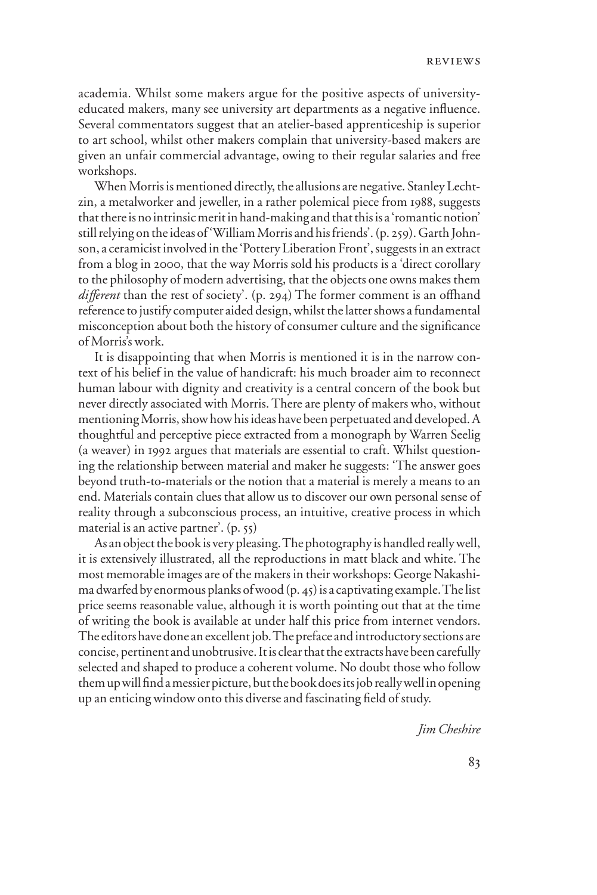academia. Whilst some makers argue for the positive aspects of university-educated makers, many see university art departments as a negative influence. Several commentators suggest that an atelier-based apprenticeship is superior to art school, whilst other makers complain that university-based makers are given an unfair commercial advantage, owing to their regular salaries and free workshops.

When Morris is mentioned directly, the allusions are negative. Stanley Lechtzin, a metalworker and jeweller, in a rather polemical piece from 1988, suggests that there is no intrinsic merit in hand-making and that this is a 'romantic notion' still relying on the ideas of 'William Morris and his friends'. (p. 259). Garth Johnson, a ceramicist involved in the 'Pottery Liberation Front', suggests in an extract from a blog in 2000, that the way Morris sold his products is a 'direct corollary to the philosophy of modern advertising, that the objects one owns makes them *different* than the rest of society'. (p. 294) The former comment is an offhand reference to justify computer aided design, whilst the latter shows a fundamental misconception about both the history of consumer culture and the significance of Morris's work.

It is disappointing that when Morris is mentioned it is in the narrow context of his belief in the value of handicraft: his much broader aim to reconnect human labour with dignity and creativity is a central concern of the book but never directly associated with Morris. There are plenty of makers who, without mentioning Morris, show how his ideas have been perpetuated and developed. A thoughtful and perceptive piece extracted from a monograph by Warren Seelig (a weaver) in 1992 argues that materials are essential to craft. Whilst questioning the relationship between material and maker he suggests: 'The answer goes beyond truth-to-materials or the notion that a material is merely a means to an end. Materials contain clues that allow us to discover our own personal sense of reality through a subconscious process, an intuitive, creative process in which material is an active partner'. (p. 55)

As an object the book is very pleasing. The photography is handled really well, it is extensively illustrated, all the reproductions in matt black and white. The most memorable images are of the makers in their workshops: George Nakashima dwarfed by enormous planks of wood (p. 45) is a captivating example. The list price seems reasonable value, although it is worth pointing out that at the time of writing the book is available at under half this price from internet vendors. The editors have done an excellent job. The preface and introductory sections are concise, pertinent and unobtrusive. It is clear that the extracts have been carefully selected and shaped to produce a coherent volume. No doubt those who follow them up will find a messier picture, but the book does its job really well in opening up an enticing window onto this diverse and fascinating field of study.

*Jim Cheshire*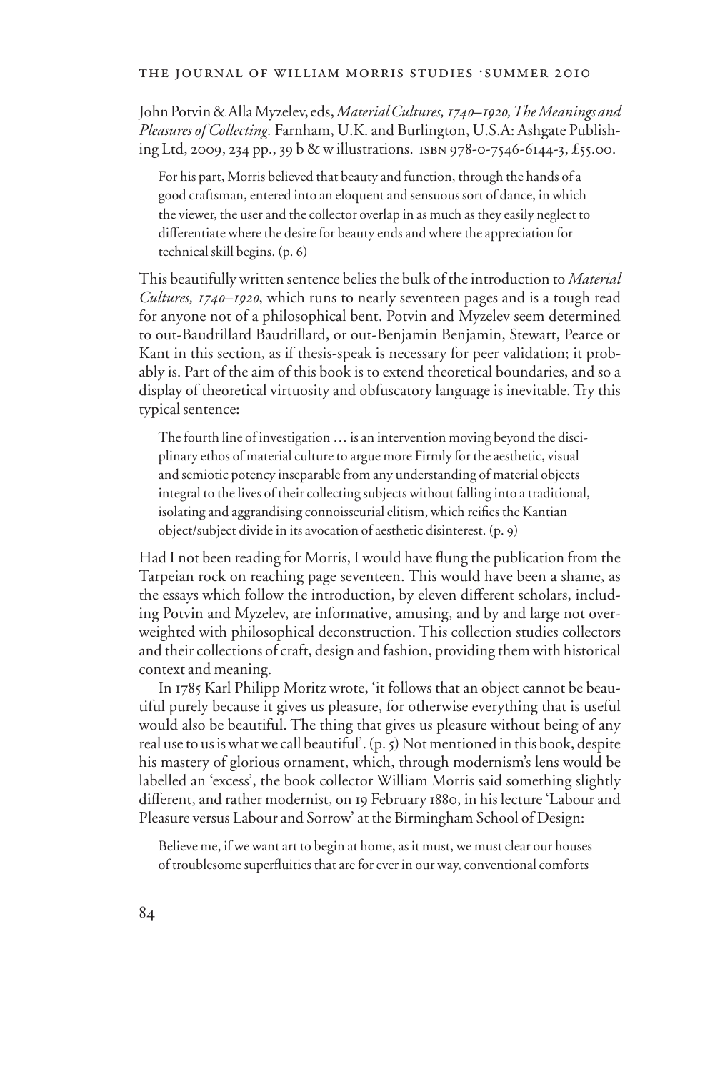John Potvin & Alla Myzelev, eds, *Material Cultures, 1740–1920, The Meanings and Pleasures of Collecting.* Farnham, U.K. and Burlington, U.S.A: Ashgate Publishing Ltd, 2009, 234 pp., 39 b & w illustrations. ISBN 978-0-7546-6144-3, £55.00.

> For his part, Morris believed that beauty and function, through the hands of a good craftsman, entered into an eloquent and sensuous sort of dance, in which the viewer, the user and the collector overlap in as much as they easily neglect to differentiate where the desire for beauty ends and where the appreciation for technical skill begins. (p. 6)

This beautifully written sentence belies the bulk of the introduction to *Material Cultures, 1740–1920*, which runs to nearly seventeen pages and is a tough read for anyone not of a philosophical bent. Potvin and Myzelev seem determined to out-Baudrillard Baudrillard, or out-Benjamin Benjamin, Stewart, Pearce or Kant in this section, as if thesis-speak is necessary for peer validation; it probably is. Part of the aim of this book is to extend theoretical boundaries, and so a display of theoretical virtuosity and obfuscatory language is inevitable. Try this typical sentence:

> The fourth line of investigation … is an intervention moving beyond the disciplinary ethos of material culture to argue more Firmly for the aesthetic, visual and semiotic potency inseparable from any understanding of material objects integral to the lives of their collecting subjects without falling into a traditional, isolating and aggrandising connoisseurial elitism, which reifies the Kantian object/subject divide in its avocation of aesthetic disinterest. (p. 9)

Had I not been reading for Morris, I would have flung the publication from the Tarpeian rock on reaching page seventeen. This would have been a shame, as the essays which follow the introduction, by eleven different scholars, including Potvin and Myzelev, are informative, amusing, and by and large not overweighted with philosophical deconstruction. This collection studies collectors and their collections of craft, design and fashion, providing them with historical context and meaning.

In 1785 Karl Philipp Moritz wrote, 'it follows that an object cannot be beautiful purely because it gives us pleasure, for otherwise everything that is useful would also be beautiful. The thing that gives us pleasure without being of any real use to us is what we call beautiful'. (p. 5) Not mentioned in this book, despite his mastery of glorious ornament, which, through modernism's lens would be labelled an 'excess', the book collector William Morris said something slightly different, and rather modernist, on 19 February 1880, in his lecture 'Labour and Pleasure versus Labour and Sorrow' at the Birmingham School of Design:

> Believe me, if we want art to begin at home, as it must, we must clear our houses of troublesome superfluities that are for ever in our way, conventional comforts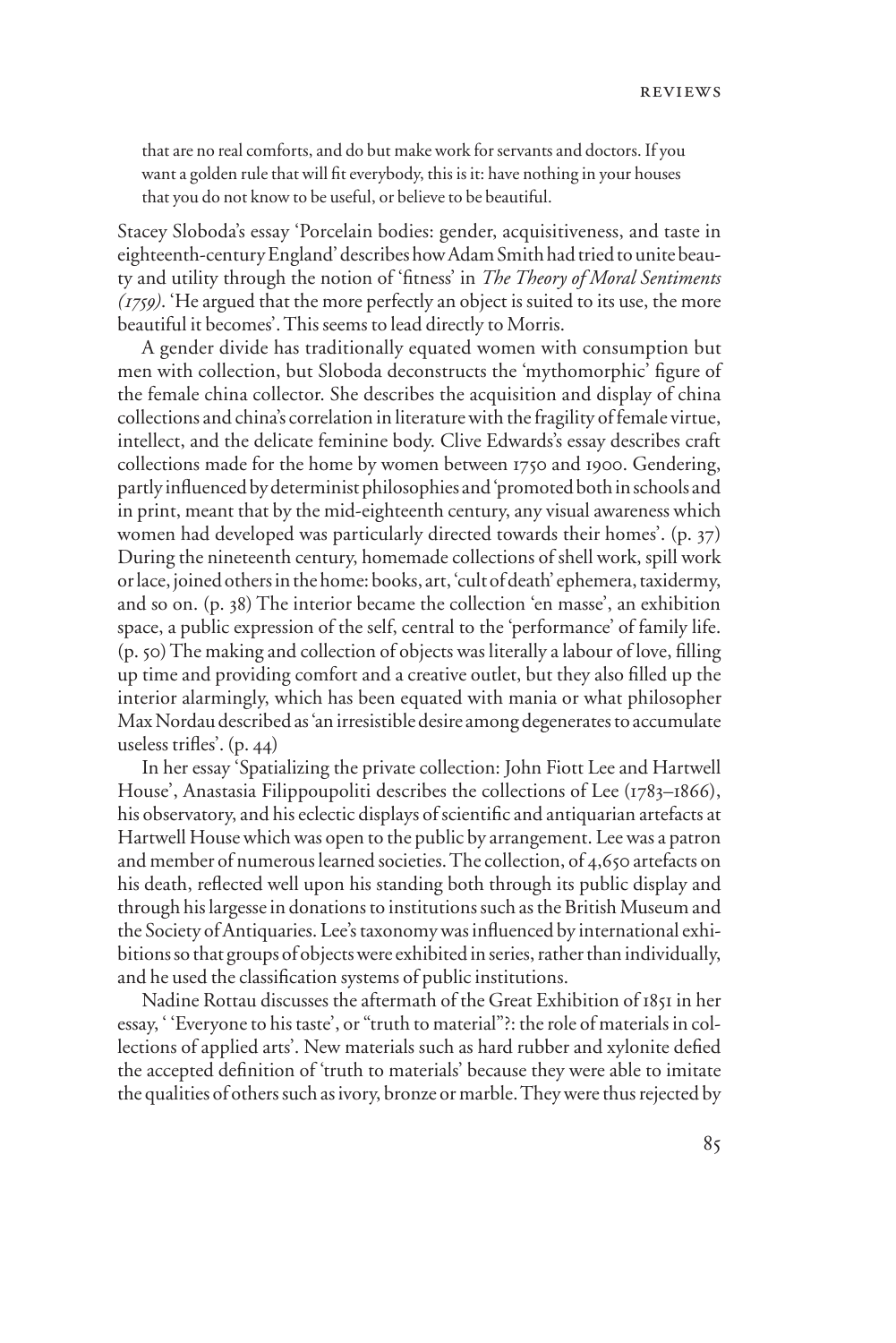> that are no real comforts, and do but make work for servants and doctors. If you want a golden rule that will fit everybody, this is it: have nothing in your houses that you do not know to be useful, or believe to be beautiful.

Stacey Sloboda's essay 'Porcelain bodies: gender, acquisitiveness, and taste in eighteenth-century England' describes how Adam Smith had tried to unite beauty and utility through the notion of 'fitness' in *The Theory of Moral Sentiments (1759)*. 'He argued that the more perfectly an object is suited to its use, the more beautiful it becomes'. This seems to lead directly to Morris.

A gender divide has traditionally equated women with consumption but men with collection, but Sloboda deconstructs the 'mythomorphic' figure of the female china collector. She describes the acquisition and display of china collections and china's correlation in literature with the fragility of female virtue, intellect, and the delicate feminine body. Clive Edwards's essay describes craft collections made for the home by women between 1750 and 1900. Gendering, partly influenced by determinist philosophies and 'promoted both in schools and in print, meant that by the mid-eighteenth century, any visual awareness which women had developed was particularly directed towards their homes'. (p. 37) During the nineteenth century, homemade collections of shell work, spill work or lace, joined others in the home: books, art, 'cult of death' ephemera, taxidermy, and so on. (p. 38) The interior became the collection 'en masse', an exhibition space, a public expression of the self, central to the 'performance' of family life. (p. 50) The making and collection of objects was literally a labour of love, filling up time and providing comfort and a creative outlet, but they also filled up the interior alarmingly, which has been equated with mania or what philosopher Max Nordau described as 'an irresistible desire among degenerates to accumulate useless trifles'. (p. 44)

In her essay 'Spatializing the private collection: John Fiott Lee and Hartwell House', Anastasia Filippoupoliti describes the collections of Lee (1783–1866), his observatory, and his eclectic displays of scientific and antiquarian artefacts at Hartwell House which was open to the public by arrangement. Lee was a patron and member of numerous learned societies. The collection, of 4,650 artefacts on his death, reflected well upon his standing both through its public display and through his largesse in donations to institutions such as the British Museum and the Society of Antiquaries. Lee's taxonomy was influenced by international exhibitions so that groups of objects were exhibited in series, rather than individually, and he used the classification systems of public institutions.

Nadine Rottau discusses the aftermath of the Great Exhibition of 1851 in her essay, ' 'Everyone to his taste', or "truth to material"?: the role of materials in collections of applied arts'. New materials such as hard rubber and xylonite defied the accepted definition of 'truth to materials' because they were able to imitate the qualities of others such as ivory, bronze or marble. They were thus rejected by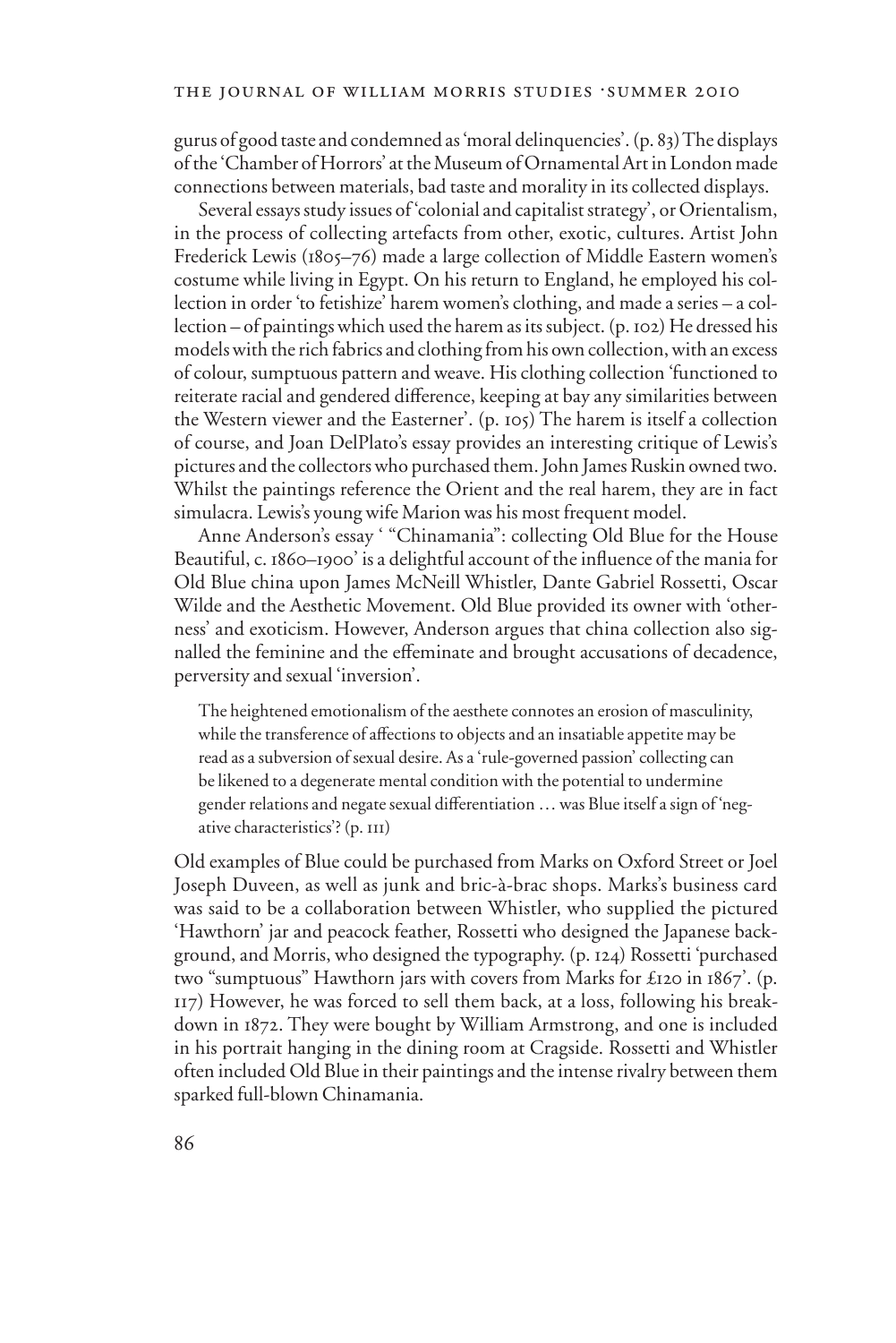gurus of good taste and condemned as 'moral delinquencies'. (p. 83) The displays of the 'Chamber of Horrors' at the Museum of Ornamental Art in London made connections between materials, bad taste and morality in its collected displays.

Several essays study issues of 'colonial and capitalist strategy', or Orientalism, in the process of collecting artefacts from other, exotic, cultures. Artist John Frederick Lewis (1805–76) made a large collection of Middle Eastern women's costume while living in Egypt. On his return to England, he employed his collection in order 'to fetishize' harem women's clothing, and made a series – a collection – of paintings which used the harem as its subject. (p. 102) He dressed his models with the rich fabrics and clothing from his own collection, with an excess of colour, sumptuous pattern and weave. His clothing collection 'functioned to reiterate racial and gendered difference, keeping at bay any similarities between the Western viewer and the Easterner'. (p. 105) The harem is itself a collection of course, and Joan DelPlato's essay provides an interesting critique of Lewis's pictures and the collectors who purchased them. John James Ruskin owned two. Whilst the paintings reference the Orient and the real harem, they are in fact simulacra. Lewis's young wife Marion was his most frequent model.

Anne Anderson's essay ' "Chinamania": collecting Old Blue for the House Beautiful, c. 1860–1900' is a delightful account of the influence of the mania for Old Blue china upon James McNeill Whistler, Dante Gabriel Rossetti, Oscar Wilde and the Aesthetic Movement. Old Blue provided its owner with 'otherness' and exoticism. However, Anderson argues that china collection also signalled the feminine and the effeminate and brought accusations of decadence, perversity and sexual 'inversion'.

> The heightened emotionalism of the aesthete connotes an erosion of masculinity, while the transference of affections to objects and an insatiable appetite may be read as a subversion of sexual desire. As a 'rule-governed passion' collecting can be likened to a degenerate mental condition with the potential to undermine gender relations and negate sexual differentiation … was Blue itself a sign of 'negative characteristics'? (p. 111)

Old examples of Blue could be purchased from Marks on Oxford Street or Joel Joseph Duveen, as well as junk and bric-à-brac shops. Marks's business card was said to be a collaboration between Whistler, who supplied the pictured 'Hawthorn' jar and peacock feather, Rossetti who designed the Japanese background, and Morris, who designed the typography. (p. 124) Rossetti 'purchased two "sumptuous" Hawthorn jars with covers from Marks for £120 in 1867'. (p. 117) However, he was forced to sell them back, at a loss, following his breakdown in 1872. They were bought by William Armstrong, and one is included in his portrait hanging in the dining room at Cragside. Rossetti and Whistler often included Old Blue in their paintings and the intense rivalry between them sparked full-blown Chinamania.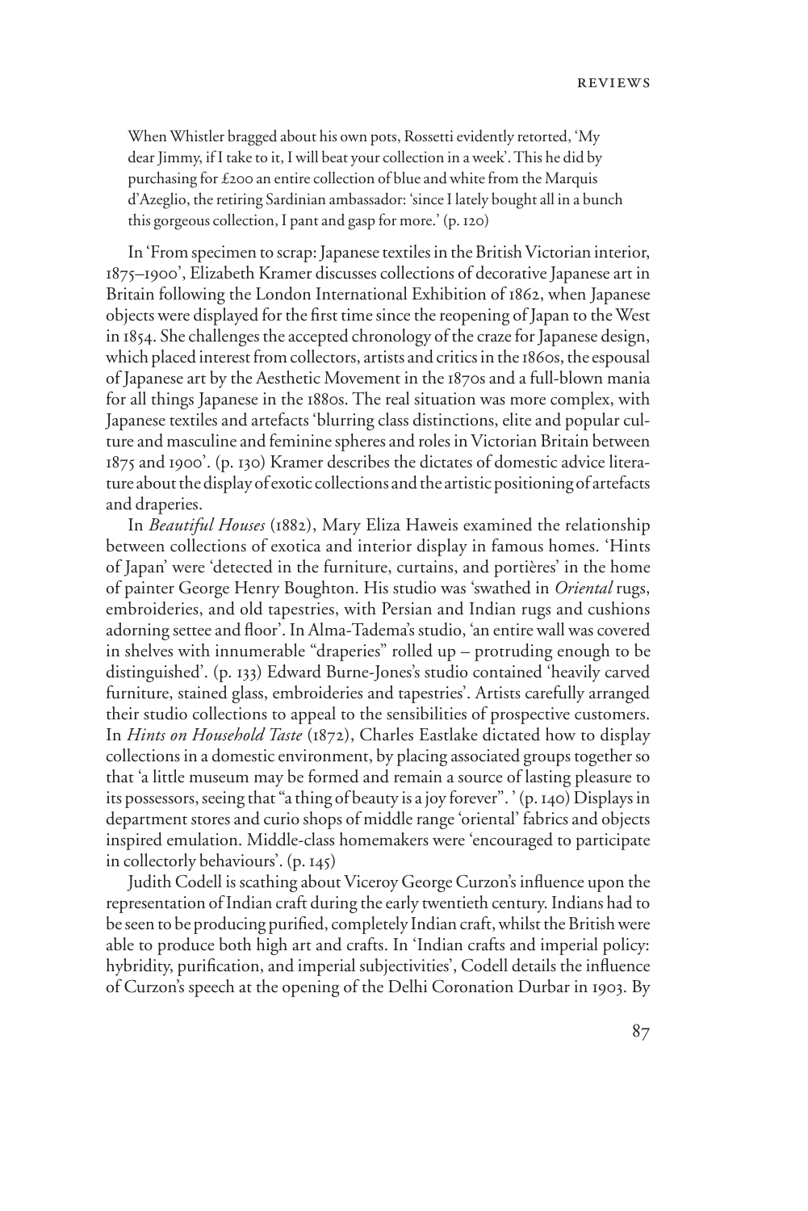> When Whistler bragged about his own pots, Rossetti evidently retorted, 'My dear Jimmy, if I take to it, I will beat your collection in a week'. This he did by purchasing for £200 an entire collection of blue and white from the Marquis d'Azeglio, the retiring Sardinian ambassador: 'since I lately bought all in a bunch this gorgeous collection, I pant and gasp for more.' (p. 120)

In 'From specimen to scrap: Japanese textiles in the British Victorian interior, 1875–1900', Elizabeth Kramer discusses collections of decorative Japanese art in Britain following the London International Exhibition of 1862, when Japanese objects were displayed for the first time since the reopening of Japan to the West in 1854. She challenges the accepted chronology of the craze for Japanese design, which placed interest from collectors, artists and critics in the 1860s, the espousal of Japanese art by the Aesthetic Movement in the 1870s and a full-blown mania for all things Japanese in the 1880s. The real situation was more complex, with Japanese textiles and artefacts 'blurring class distinctions, elite and popular culture and masculine and feminine spheres and roles in Victorian Britain between 1875 and 1900'. (p. 130) Kramer describes the dictates of domestic advice literature about the display of exotic collections and the artistic positioning of artefacts and draperies.

In *Beautiful Houses* (1882), Mary Eliza Haweis examined the relationship between collections of exotica and interior display in famous homes. 'Hints of Japan' were 'detected in the furniture, curtains, and portières' in the home of painter George Henry Boughton. His studio was 'swathed in *Oriental* rugs, embroideries, and old tapestries, with Persian and Indian rugs and cushions adorning settee and floor'. In Alma-Tadema's studio, 'an entire wall was covered in shelves with innumerable "draperies" rolled up – protruding enough to be distinguished'. (p. 133) Edward Burne-Jones's studio contained 'heavily carved furniture, stained glass, embroideries and tapestries'. Artists carefully arranged their studio collections to appeal to the sensibilities of prospective customers. In *Hints on Household Taste* (1872), Charles Eastlake dictated how to display collections in a domestic environment, by placing associated groups together so that 'a little museum may be formed and remain a source of lasting pleasure to its possessors, seeing that "a thing of beauty is a joy forever". ' (p. 140) Displays in department stores and curio shops of middle range 'oriental' fabrics and objects inspired emulation. Middle-class homemakers were 'encouraged to participate in collectorly behaviours'. (p. 145)

Judith Codell is scathing about Viceroy George Curzon's influence upon the representation of Indian craft during the early twentieth century. Indians had to be seen to be producing purified, completely Indian craft, whilst the British were able to produce both high art and crafts. In 'Indian crafts and imperial policy: hybridity, purification, and imperial subjectivities', Codell details the influence of Curzon's speech at the opening of the Delhi Coronation Durbar in 1903. By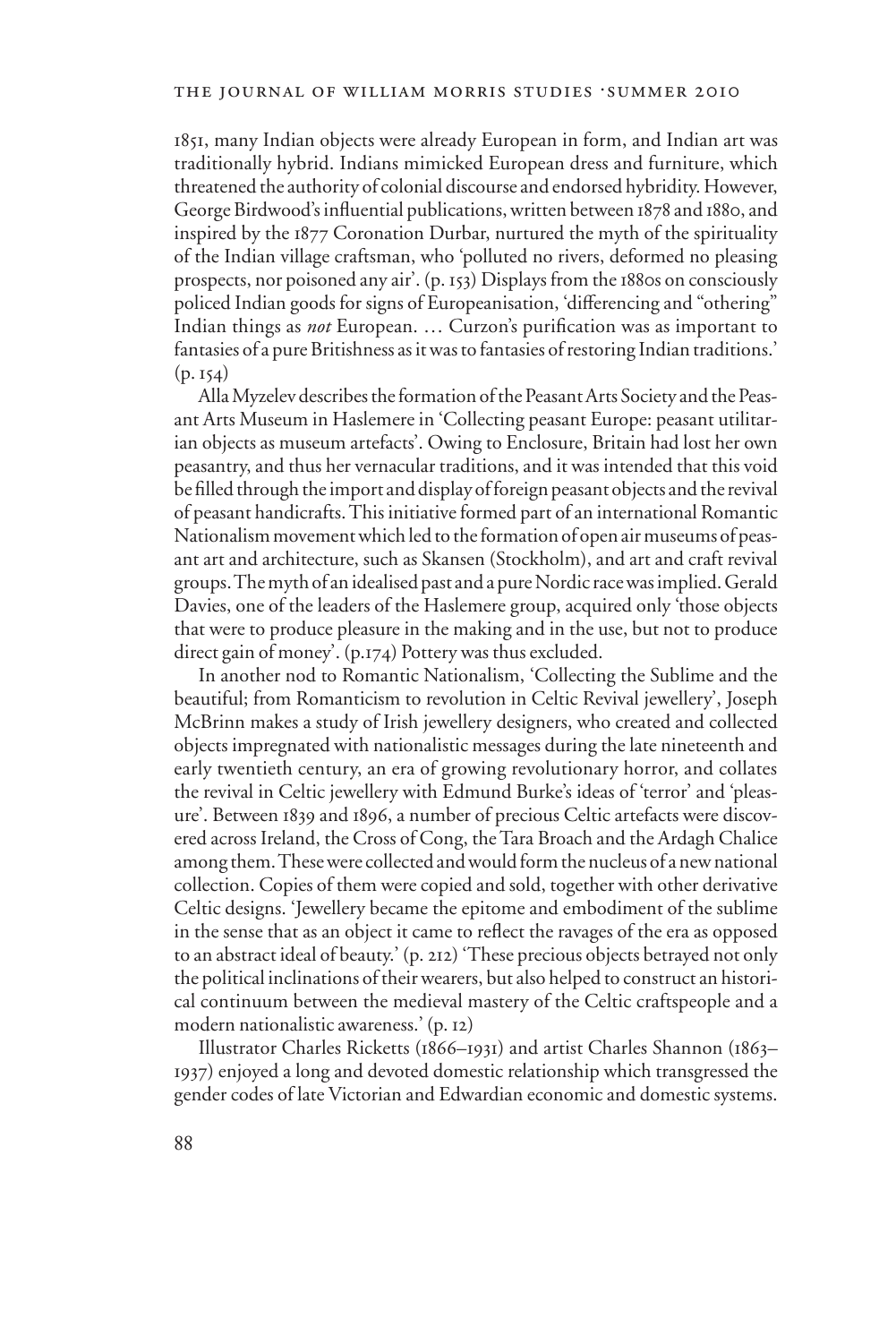1851, many Indian objects were already European in form, and Indian art was traditionally hybrid. Indians mimicked European dress and furniture, which threatened the authority of colonial discourse and endorsed hybridity. However, George Birdwood's influential publications, written between 1878 and 1880, and inspired by the 1877 Coronation Durbar, nurtured the myth of the spirituality of the Indian village craftsman, who 'polluted no rivers, deformed no pleasing prospects, nor poisoned any air'. (p. 153) Displays from the 1880s on consciously policed Indian goods for signs of Europeanisation, 'differencing and "othering" Indian things as *not* European. … Curzon's purification was as important to fantasies of a pure Britishness as it was to fantasies of restoring Indian traditions.' (p. 154)

Alla Myzelev describes the formation of the Peasant Arts Society and the Peasant Arts Museum in Haslemere in 'Collecting peasant Europe: peasant utilitarian objects as museum artefacts'. Owing to Enclosure, Britain had lost her own peasantry, and thus her vernacular traditions, and it was intended that this void be filled through the import and display of foreign peasant objects and the revival of peasant handicrafts. This initiative formed part of an international Romantic Nationalism movement which led to the formation of open air museums of peasant art and architecture, such as Skansen (Stockholm), and art and craft revival groups. The myth of an idealised past and a pure Nordic race was implied. Gerald Davies, one of the leaders of the Haslemere group, acquired only 'those objects that were to produce pleasure in the making and in the use, but not to produce direct gain of money'. (p.174) Pottery was thus excluded.

In another nod to Romantic Nationalism, 'Collecting the Sublime and the beautiful; from Romanticism to revolution in Celtic Revival jewellery', Joseph McBrinn makes a study of Irish jewellery designers, who created and collected objects impregnated with nationalistic messages during the late nineteenth and early twentieth century, an era of growing revolutionary horror, and collates the revival in Celtic jewellery with Edmund Burke's ideas of 'terror' and 'pleasure'. Between 1839 and 1896, a number of precious Celtic artefacts were discovered across Ireland, the Cross of Cong, the Tara Broach and the Ardagh Chalice among them. These were collected and would form the nucleus of a new national collection. Copies of them were copied and sold, together with other derivative Celtic designs. 'Jewellery became the epitome and embodiment of the sublime in the sense that as an object it came to reflect the ravages of the era as opposed to an abstract ideal of beauty.' (p. 212) 'These precious objects betrayed not only the political inclinations of their wearers, but also helped to construct an historical continuum between the medieval mastery of the Celtic craftspeople and a modern nationalistic awareness.' (p. 12)

Illustrator Charles Ricketts (1866–1931) and artist Charles Shannon (1863–1937) enjoyed a long and devoted domestic relationship which transgressed the gender codes of late Victorian and Edwardian economic and domestic systems.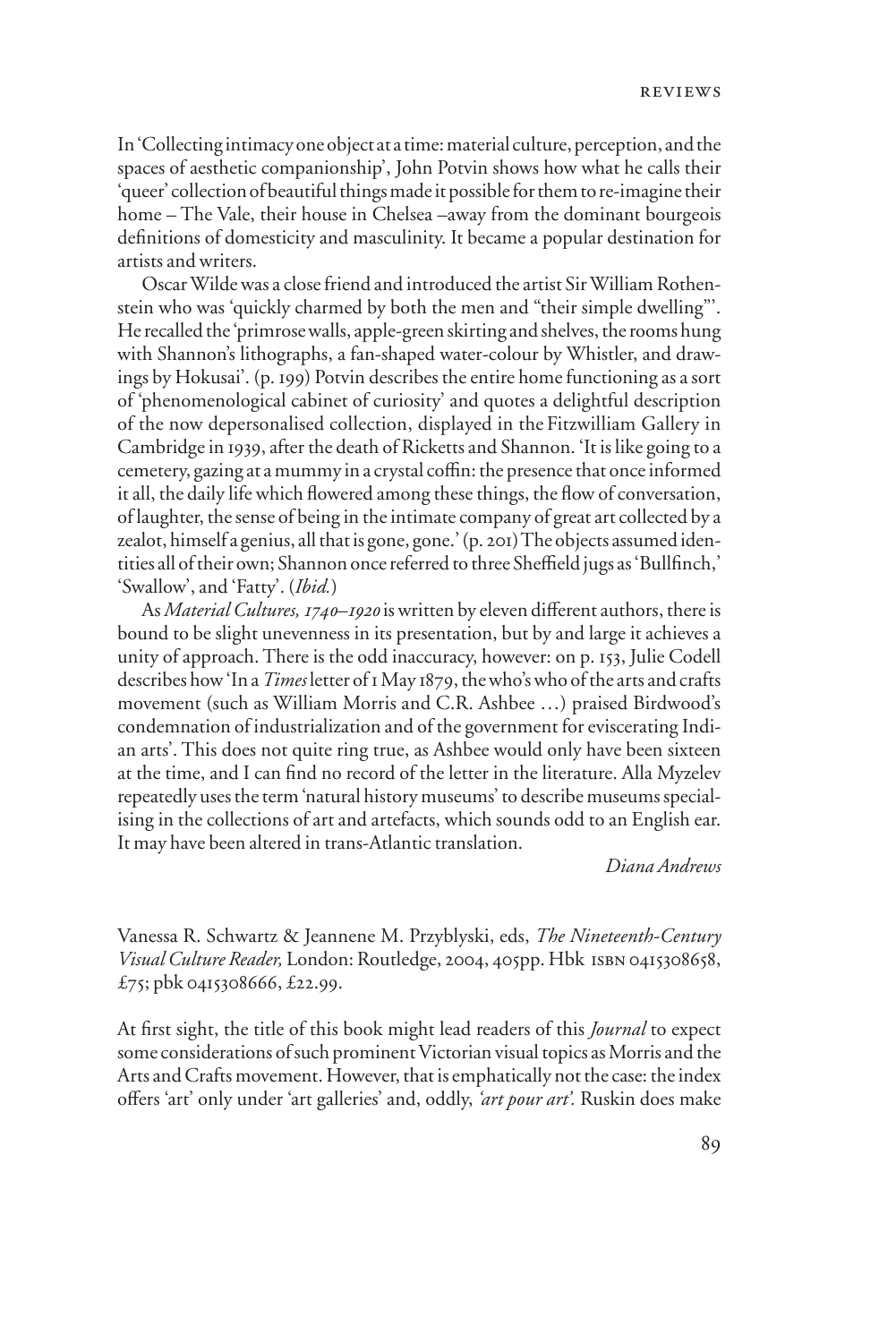In 'Collecting intimacy one object at a time: material culture, perception, and the spaces of aesthetic companionship', John Potvin shows how what he calls their 'queer' collection of beautiful things made it possible for them to re-imagine their home – The Vale, their house in Chelsea –away from the dominant bourgeois definitions of domesticity and masculinity. It became a popular destination for artists and writers.

Oscar Wilde was a close friend and introduced the artist Sir William Rothenstein who was 'quickly charmed by both the men and "their simple dwelling"'. He recalled the 'primrose walls, apple-green skirting and shelves, the rooms hung with Shannon's lithographs, a fan-shaped water-colour by Whistler, and drawings by Hokusai'. (p. 199) Potvin describes the entire home functioning as a sort of 'phenomenological cabinet of curiosity' and quotes a delightful description of the now depersonalised collection, displayed in the Fitzwilliam Gallery in Cambridge in 1939, after the death of Ricketts and Shannon. 'It is like going to a cemetery, gazing at a mummy in a crystal coffin: the presence that once informed it all, the daily life which flowered among these things, the flow of conversation, of laughter, the sense of being in the intimate company of great art collected by a zealot, himself a genius, all that is gone, gone.' (p. 201) The objects assumed identities all of their own; Shannon once referred to three Sheffield jugs as 'Bullfinch,' 'Swallow', and 'Fatty'. (*Ibid.*)

As *Material Cultures, 1740–1920* is written by eleven different authors, there is bound to be slight unevenness in its presentation, but by and large it achieves a unity of approach. There is the odd inaccuracy, however: on p. 153, Julie Codell describes how 'In a *Times* letter of 1 May 1879, the who's who of the arts and crafts movement (such as William Morris and C.R. Ashbee …) praised Birdwood's condemnation of industrialization and of the government for eviscerating Indian arts'. This does not quite ring true, as Ashbee would only have been sixteen at the time, and I can find no record of the letter in the literature. Alla Myzelev repeatedly uses the term 'natural history museums' to describe museums specialising in the collections of art and artefacts, which sounds odd to an English ear. It may have been altered in trans-Atlantic translation.

*Diana Andrews*

Vanessa R. Schwartz & Jeannene M. Przyblyski, eds, *The Nineteenth-Century Visual Culture Reader,* London: Routledge, 2004, 405pp. Hbk ISBN 0415308658, £75; pbk 0415308666, £22.99.

At first sight, the title of this book might lead readers of this *Journal* to expect some considerations of such prominent Victorian visual topics as Morris and the Arts and Crafts movement. However, that is emphatically not the case: the index offers 'art' only under 'art galleries' and, oddly, *'art pour art'.* Ruskin does make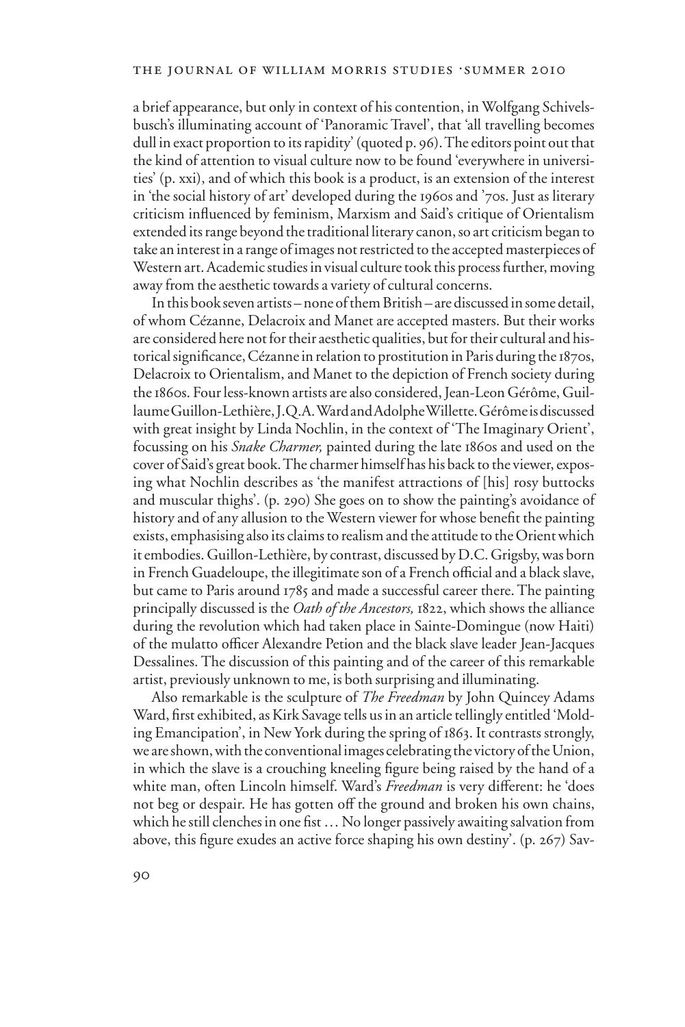a brief appearance, but only in context of his contention, in Wolfgang Schivelsbusch's illuminating account of 'Panoramic Travel', that 'all travelling becomes dull in exact proportion to its rapidity' (quoted p. 96). The editors point out that the kind of attention to visual culture now to be found 'everywhere in universities' (p. xxi), and of which this book is a product, is an extension of the interest in 'the social history of art' developed during the 1960s and '70s. Just as literary criticism influenced by feminism, Marxism and Said's critique of Orientalism extended its range beyond the traditional literary canon, so art criticism began to take an interest in a range of images not restricted to the accepted masterpieces of Western art. Academic studies in visual culture took this process further, moving away from the aesthetic towards a variety of cultural concerns.

In this book seven artists – none of them British – are discussed in some detail, of whom Cézanne, Delacroix and Manet are accepted masters. But their works are considered here not for their aesthetic qualities, but for their cultural and historical significance, Cézanne in relation to prostitution in Paris during the 1870s, Delacroix to Orientalism, and Manet to the depiction of French society during the 1860s. Four less-known artists are also considered, Jean-Leon Gérôme, Guillaume Guillon-Lethière, J.Q.A. Ward and Adolphe Willette. Gérôme is discussed with great insight by Linda Nochlin, in the context of 'The Imaginary Orient', focussing on his *Snake Charmer,* painted during the late 1860s and used on the cover of Said's great book. The charmer himself has his back to the viewer, exposing what Nochlin describes as 'the manifest attractions of [his] rosy buttocks and muscular thighs'. (p. 290) She goes on to show the painting's avoidance of history and of any allusion to the Western viewer for whose benefit the painting exists, emphasising also its claims to realism and the attitude to the Orient which it embodies. Guillon-Lethière, by contrast, discussed by D.C. Grigsby, was born in French Guadeloupe, the illegitimate son of a French official and a black slave, but came to Paris around 1785 and made a successful career there. The painting principally discussed is the *Oath of the Ancestors,* 1822, which shows the alliance during the revolution which had taken place in Sainte-Domingue (now Haiti) of the mulatto officer Alexandre Petion and the black slave leader Jean-Jacques Dessalines. The discussion of this painting and of the career of this remarkable artist, previously unknown to me, is both surprising and illuminating.

Also remarkable is the sculpture of *The Freedman* by John Quincey Adams Ward, first exhibited, as Kirk Savage tells us in an article tellingly entitled 'Molding Emancipation', in New York during the spring of 1863. It contrasts strongly, we are shown, with the conventional images celebrating the victory of the Union, in which the slave is a crouching kneeling figure being raised by the hand of a white man, often Lincoln himself. Ward's *Freedman* is very different: he 'does not beg or despair. He has gotten off the ground and broken his own chains, which he still clenches in one fist … No longer passively awaiting salvation from above, this figure exudes an active force shaping his own destiny'. (p. 267) Sav-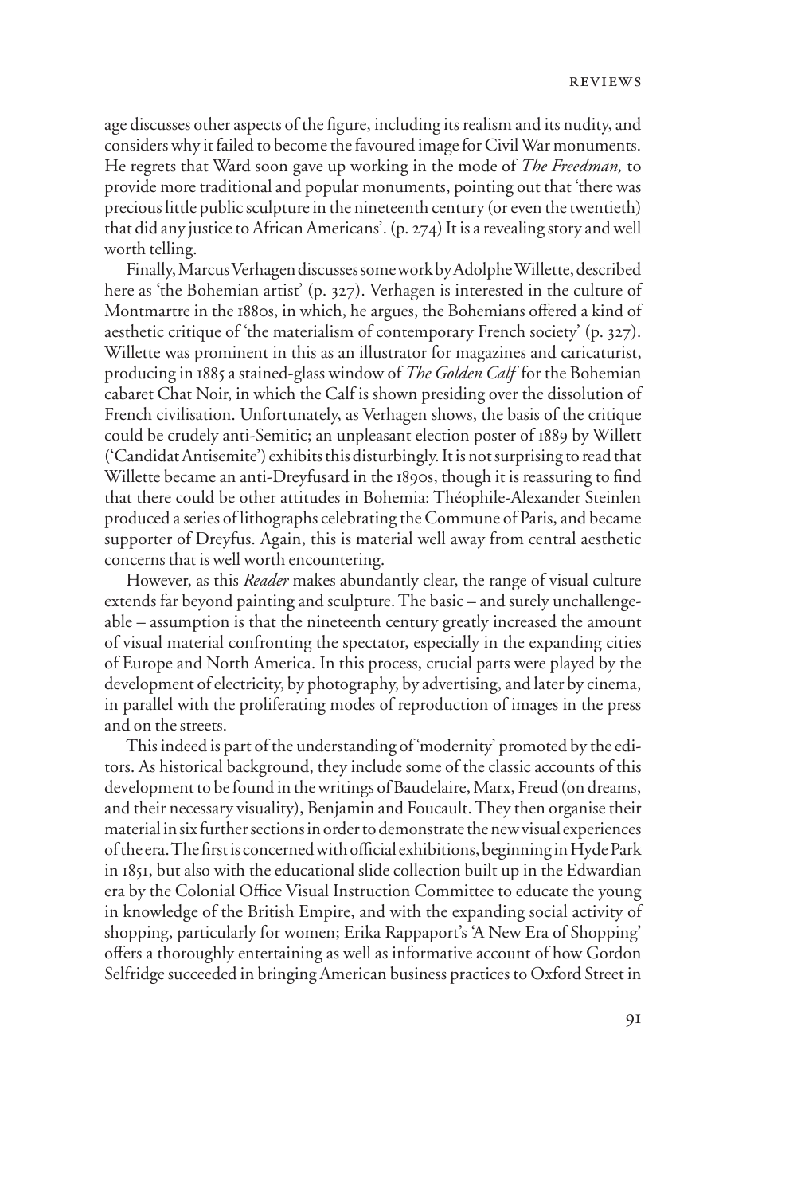age discusses other aspects of the figure, including its realism and its nudity, and considers why it failed to become the favoured image for Civil War monuments. He regrets that Ward soon gave up working in the mode of *The Freedman,* to provide more traditional and popular monuments, pointing out that 'there was precious little public sculpture in the nineteenth century (or even the twentieth) that did any justice to African Americans'. (p. 274) It is a revealing story and well worth telling.

Finally, Marcus Verhagen discusses some work by Adolphe Willette, described here as 'the Bohemian artist' (p. 327). Verhagen is interested in the culture of Montmartre in the 1880s, in which, he argues, the Bohemians offered a kind of aesthetic critique of 'the materialism of contemporary French society' (p. 327). Willette was prominent in this as an illustrator for magazines and caricaturist, producing in 1885 a stained-glass window of *The Golden Calf* for the Bohemian cabaret Chat Noir, in which the Calf is shown presiding over the dissolution of French civilisation. Unfortunately, as Verhagen shows, the basis of the critique could be crudely anti-Semitic; an unpleasant election poster of 1889 by Willett ('Candidat Antisemite') exhibits this disturbingly. It is not surprising to read that Willette became an anti-Dreyfusard in the 1890s, though it is reassuring to find that there could be other attitudes in Bohemia: Théophile-Alexander Steinlen produced a series of lithographs celebrating the Commune of Paris, and became supporter of Dreyfus. Again, this is material well away from central aesthetic concerns that is well worth encountering.

However, as this *Reader* makes abundantly clear, the range of visual culture extends far beyond painting and sculpture. The basic – and surely unchallengeable – assumption is that the nineteenth century greatly increased the amount of visual material confronting the spectator, especially in the expanding cities of Europe and North America. In this process, crucial parts were played by the development of electricity, by photography, by advertising, and later by cinema, in parallel with the proliferating modes of reproduction of images in the press and on the streets.

This indeed is part of the understanding of 'modernity' promoted by the editors. As historical background, they include some of the classic accounts of this development to be found in the writings of Baudelaire, Marx, Freud (on dreams, and their necessary visuality), Benjamin and Foucault. They then organise their material in six further sections in order to demonstrate the new visual experiences of the era. The first is concerned with official exhibitions, beginning in Hyde Park in 1851, but also with the educational slide collection built up in the Edwardian era by the Colonial Office Visual Instruction Committee to educate the young in knowledge of the British Empire, and with the expanding social activity of shopping, particularly for women; Erika Rappaport's 'A New Era of Shopping' offers a thoroughly entertaining as well as informative account of how Gordon Selfridge succeeded in bringing American business practices to Oxford Street in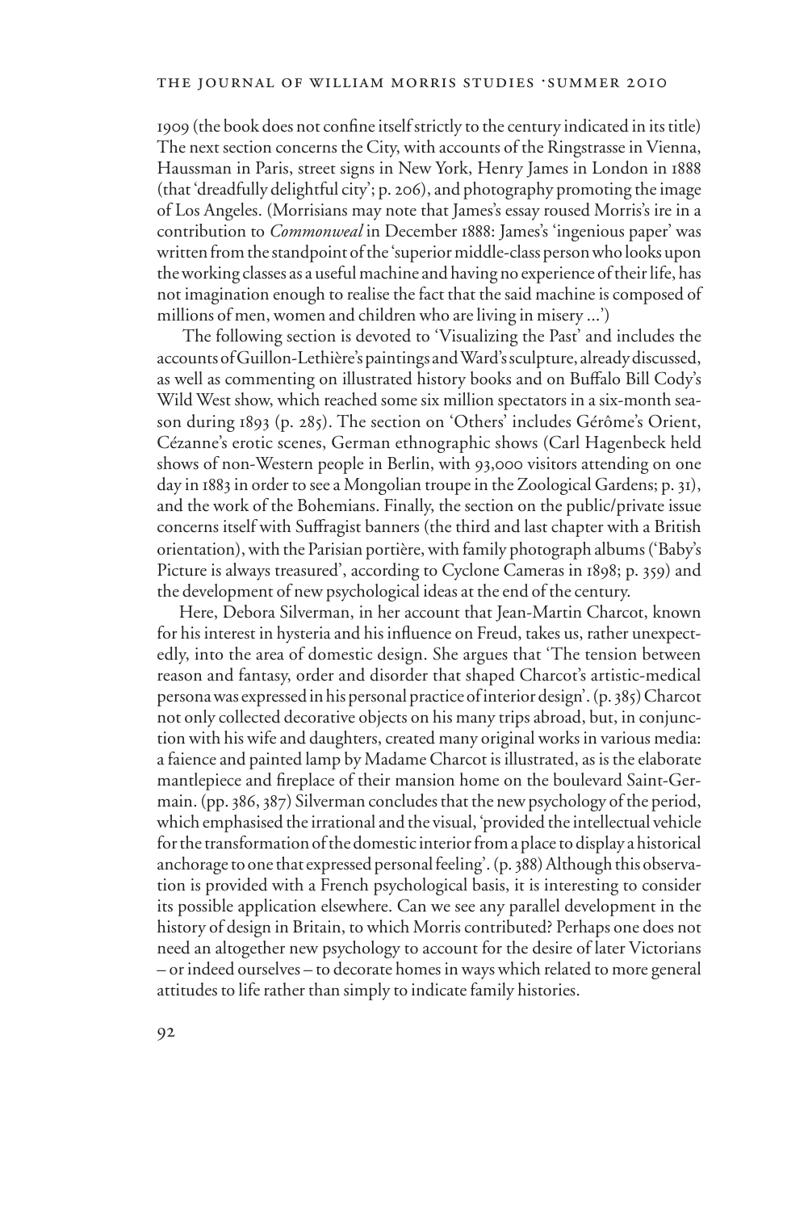1909 (the book does not confine itself strictly to the century indicated in its title) The next section concerns the City, with accounts of the Ringstrasse in Vienna, Haussman in Paris, street signs in New York, Henry James in London in 1888 (that 'dreadfully delightful city'; p. 206), and photography promoting the image of Los Angeles. (Morrisians may note that James's essay roused Morris's ire in a contribution to *Commonweal* in December 1888: James's 'ingenious paper' was written from the standpoint of the 'superior middle-class person who looks upon the working classes as a useful machine and having no experience of their life, has not imagination enough to realise the fact that the said machine is composed of millions of men, women and children who are living in misery ...')

The following section is devoted to 'Visualizing the Past' and includes the accounts of Guillon-Lethière's paintings and Ward's sculpture, already discussed, as well as commenting on illustrated history books and on Buffalo Bill Cody's Wild West show, which reached some six million spectators in a six-month season during 1893 (p. 285). The section on 'Others' includes Gérôme's Orient, Cézanne's erotic scenes, German ethnographic shows (Carl Hagenbeck held shows of non-Western people in Berlin, with 93,000 visitors attending on one day in 1883 in order to see a Mongolian troupe in the Zoological Gardens; p. 31), and the work of the Bohemians. Finally, the section on the public/private issue concerns itself with Suffragist banners (the third and last chapter with a British orientation), with the Parisian portière, with family photograph albums ('Baby's Picture is always treasured', according to Cyclone Cameras in 1898; p. 359) and the development of new psychological ideas at the end of the century.

Here, Debora Silverman, in her account that Jean-Martin Charcot, known for his interest in hysteria and his influence on Freud, takes us, rather unexpectedly, into the area of domestic design. She argues that 'The tension between reason and fantasy, order and disorder that shaped Charcot's artistic-medical persona was expressed in his personal practice of interior design'. (p. 385) Charcot not only collected decorative objects on his many trips abroad, but, in conjunction with his wife and daughters, created many original works in various media: a faience and painted lamp by Madame Charcot is illustrated, as is the elaborate mantlepiece and fireplace of their mansion home on the boulevard Saint-Germain. (pp. 386, 387) Silverman concludes that the new psychology of the period, which emphasised the irrational and the visual, 'provided the intellectual vehicle for the transformation of the domestic interior from a place to display a historical anchorage to one that expressed personal feeling'. (p. 388) Although this observation is provided with a French psychological basis, it is interesting to consider its possible application elsewhere. Can we see any parallel development in the history of design in Britain, to which Morris contributed? Perhaps one does not need an altogether new psychology to account for the desire of later Victorians – or indeed ourselves – to decorate homes in ways which related to more general attitudes to life rather than simply to indicate family histories.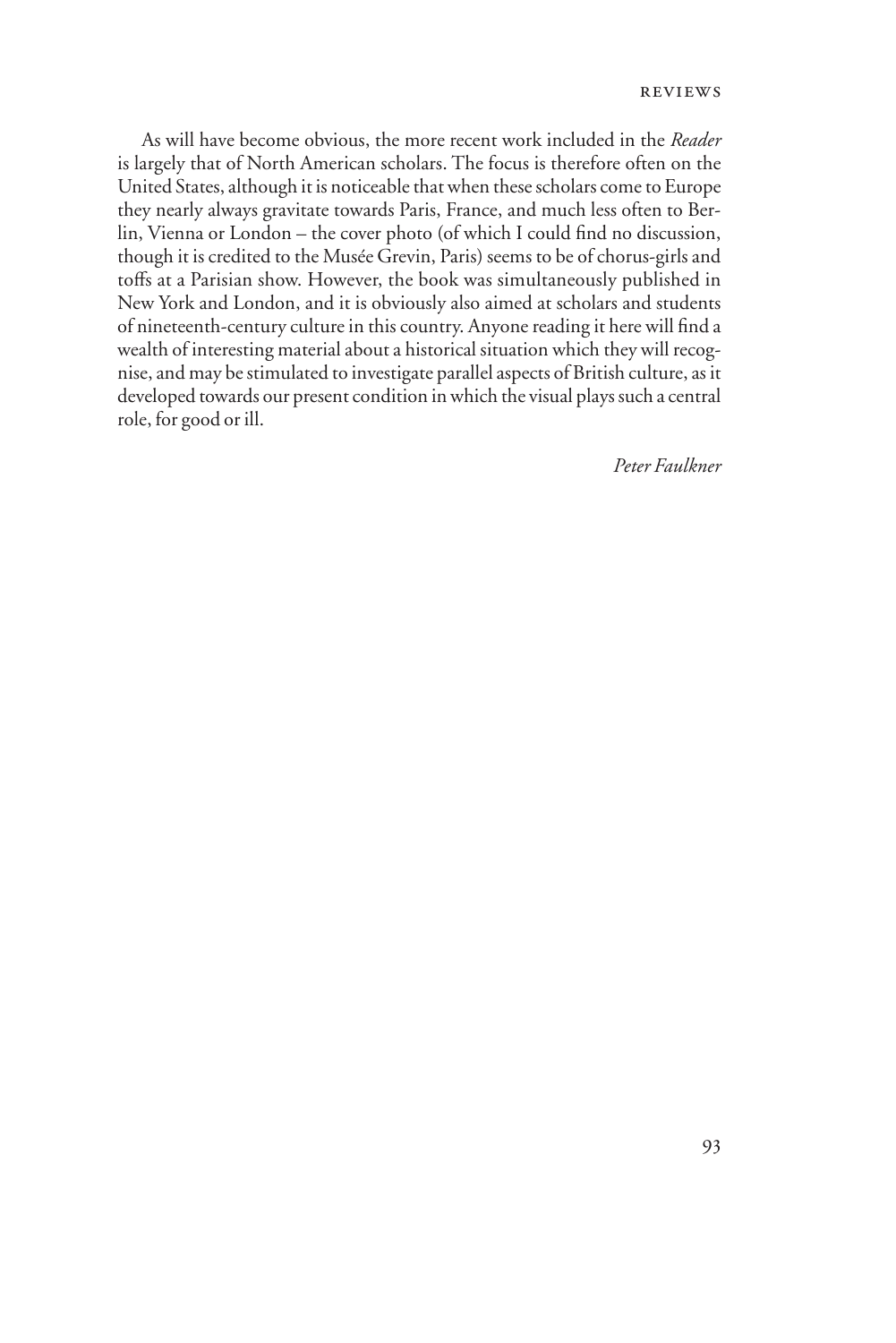As will have become obvious, the more recent work included in the *Reader* is largely that of North American scholars. The focus is therefore often on the United States, although it is noticeable that when these scholars come to Europe they nearly always gravitate towards Paris, France, and much less often to Berlin, Vienna or London – the cover photo (of which I could find no discussion, though it is credited to the Musée Grevin, Paris) seems to be of chorus-girls and toffs at a Parisian show. However, the book was simultaneously published in New York and London, and it is obviously also aimed at scholars and students of nineteenth-century culture in this country. Anyone reading it here will find a wealth of interesting material about a historical situation which they will recognise, and may be stimulated to investigate parallel aspects of British culture, as it developed towards our present condition in which the visual plays such a central role, for good or ill.

*Peter Faulkner*